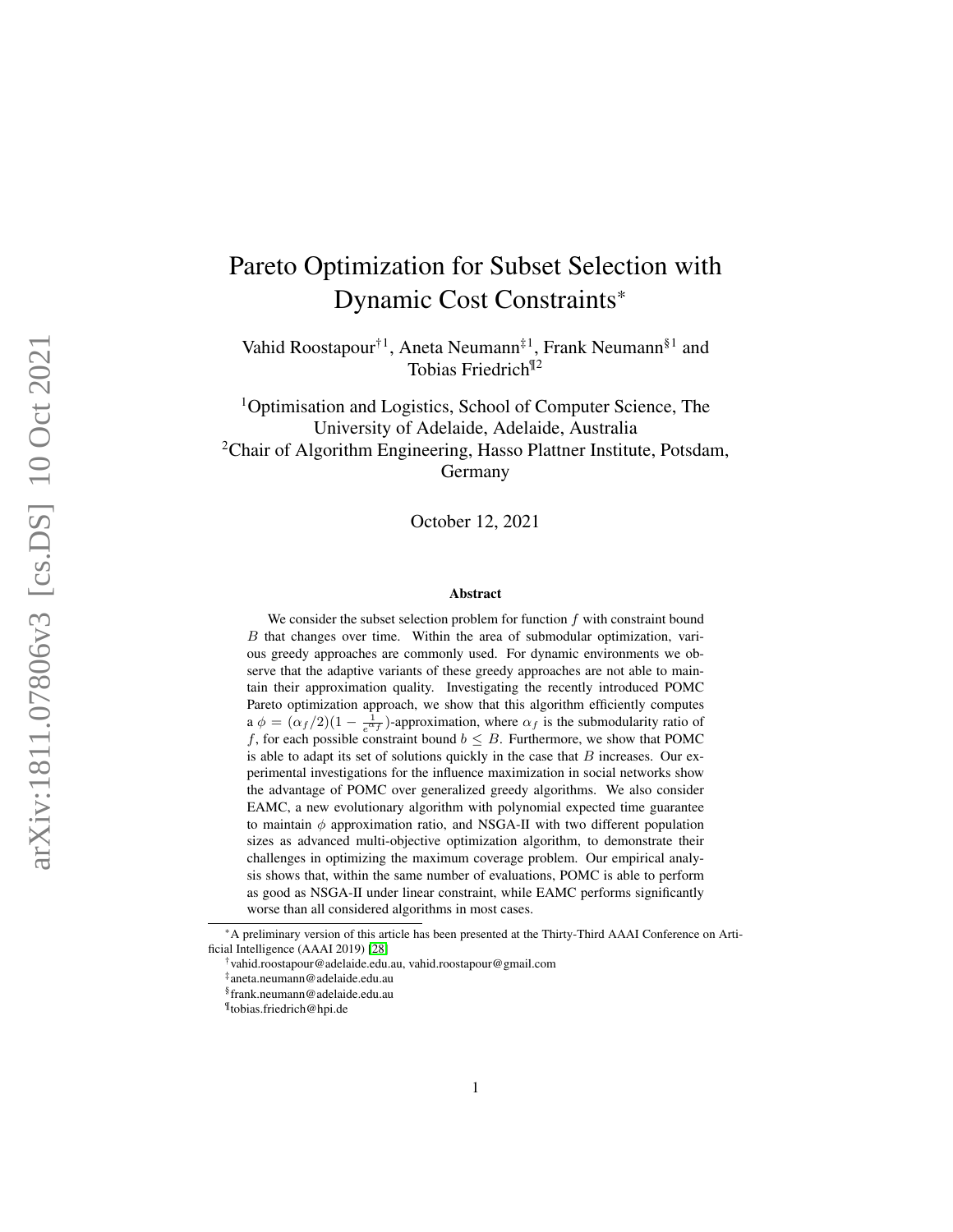# Pareto Optimization for Subset Selection with Dynamic Cost Constraints*

Vahid Roostapour[†1], Aneta Neumann[‡1], Frank Neumann[§1] and Tobias Friedrich[¶2]

[1]Optimisation and Logistics, School of Computer Science, The University of Adelaide, Adelaide, Australia
[2]Chair of Algorithm Engineering, Hasso Plattner Institute, Potsdam, Germany

October 12, 2021

## Abstract

We consider the subset selection problem for function $f$ with constraint bound $B$ that changes over time. Within the area of submodular optimization, various greedy approaches are commonly used. For dynamic environments we observe that the adaptive variants of these greedy approaches are not able to maintain their approximation quality. Investigating the recently introduced POMC Pareto optimization approach, we show that this algorithm efficiently computes a $\phi = (\alpha_f/2)(1 - \frac{1}{e^{\alpha_f}})$-approximation, where $\alpha_f$ is the submodularity ratio of $f$, for each possible constraint bound $b \leq B$. Furthermore, we show that POMC is able to adapt its set of solutions quickly in the case that $B$ increases. Our experimental investigations for the influence maximization in social networks show the advantage of POMC over generalized greedy algorithms. We also consider EAMC, a new evolutionary algorithm with polynomial expected time guarantee to maintain $\phi$ approximation ratio, and NSGA-II with two different population sizes as advanced multi-objective optimization algorithm, to demonstrate their challenges in optimizing the maximum coverage problem. Our empirical analysis shows that, within the same number of evaluations, POMC is able to perform as good as NSGA-II under linear constraint, while EAMC performs significantly worse than all considered algorithms in most cases.

---

*A preliminary version of this article has been presented at the Thirty-Third AAAI Conference on Artificial Intelligence (AAAI 2019) [28]

†vahid.roostapour@adelaide.edu.au, vahid.roostapour@gmail.com

‡aneta.neumann@adelaide.edu.au

§frank.neumann@adelaide.edu.au

¶tobias.friedrich@hpi.de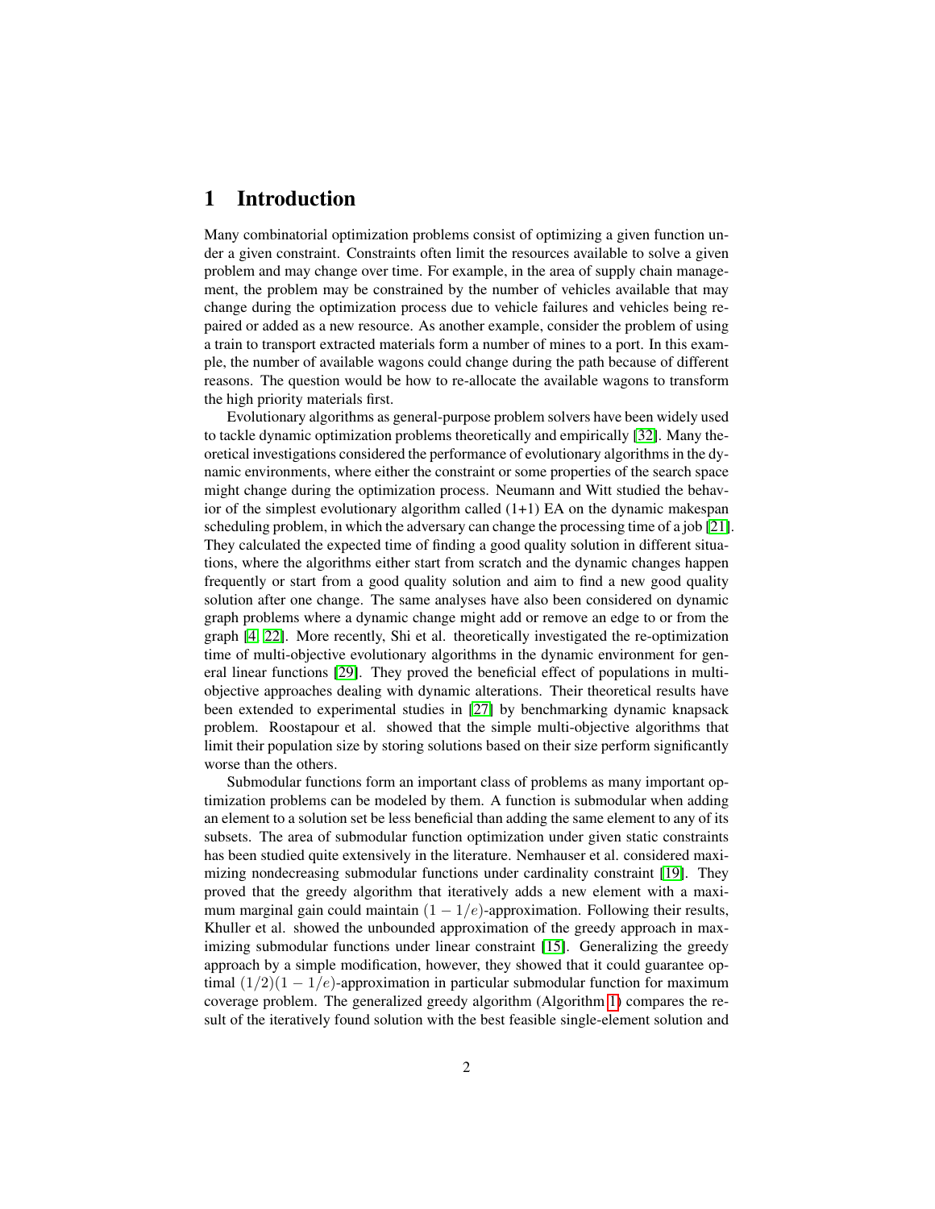# 1 Introduction

Many combinatorial optimization problems consist of optimizing a given function under a given constraint. Constraints often limit the resources available to solve a given problem and may change over time. For example, in the area of supply chain management, the problem may be constrained by the number of vehicles available that may change during the optimization process due to vehicle failures and vehicles being repaired or added as a new resource. As another example, consider the problem of using a train to transport extracted materials form a number of mines to a port. In this example, the number of available wagons could change during the path because of different reasons. The question would be how to re-allocate the available wagons to transform the high priority materials first.

Evolutionary algorithms as general-purpose problem solvers have been widely used to tackle dynamic optimization problems theoretically and empirically [32]. Many theoretical investigations considered the performance of evolutionary algorithms in the dynamic environments, where either the constraint or some properties of the search space might change during the optimization process. Neumann and Witt studied the behavior of the simplest evolutionary algorithm called (1+1) EA on the dynamic makespan scheduling problem, in which the adversary can change the processing time of a job [21]. They calculated the expected time of finding a good quality solution in different situations, where the algorithms either start from scratch and the dynamic changes happen frequently or start from a good quality solution and aim to find a new good quality solution after one change. The same analyses have also been considered on dynamic graph problems where a dynamic change might add or remove an edge to or from the graph [4, 22]. More recently, Shi et al. theoretically investigated the re-optimization time of multi-objective evolutionary algorithms in the dynamic environment for general linear functions [29]. They proved the beneficial effect of populations in multi-objective approaches dealing with dynamic alterations. Their theoretical results have been extended to experimental studies in [27] by benchmarking dynamic knapsack problem. Roostapour et al. showed that the simple multi-objective algorithms that limit their population size by storing solutions based on their size perform significantly worse than the others.

Submodular functions form an important class of problems as many important optimization problems can be modeled by them. A function is submodular when adding an element to a solution set be less beneficial than adding the same element to any of its subsets. The area of submodular function optimization under given static constraints has been studied quite extensively in the literature. Nemhauser et al. considered maximizing nondecreasing submodular functions under cardinality constraint [19]. They proved that the greedy algorithm that iteratively adds a new element with a maximum marginal gain could maintain $(1 - 1/e)$-approximation. Following their results, Khuller et al. showed the unbounded approximation of the greedy approach in maximizing submodular functions under linear constraint [15]. Generalizing the greedy approach by a simple modification, however, they showed that it could guarantee optimal $(1/2)(1 - 1/e)$-approximation in particular submodular function for maximum coverage problem. The generalized greedy algorithm (Algorithm 1) compares the result of the iteratively found solution with the best feasible single-element solution and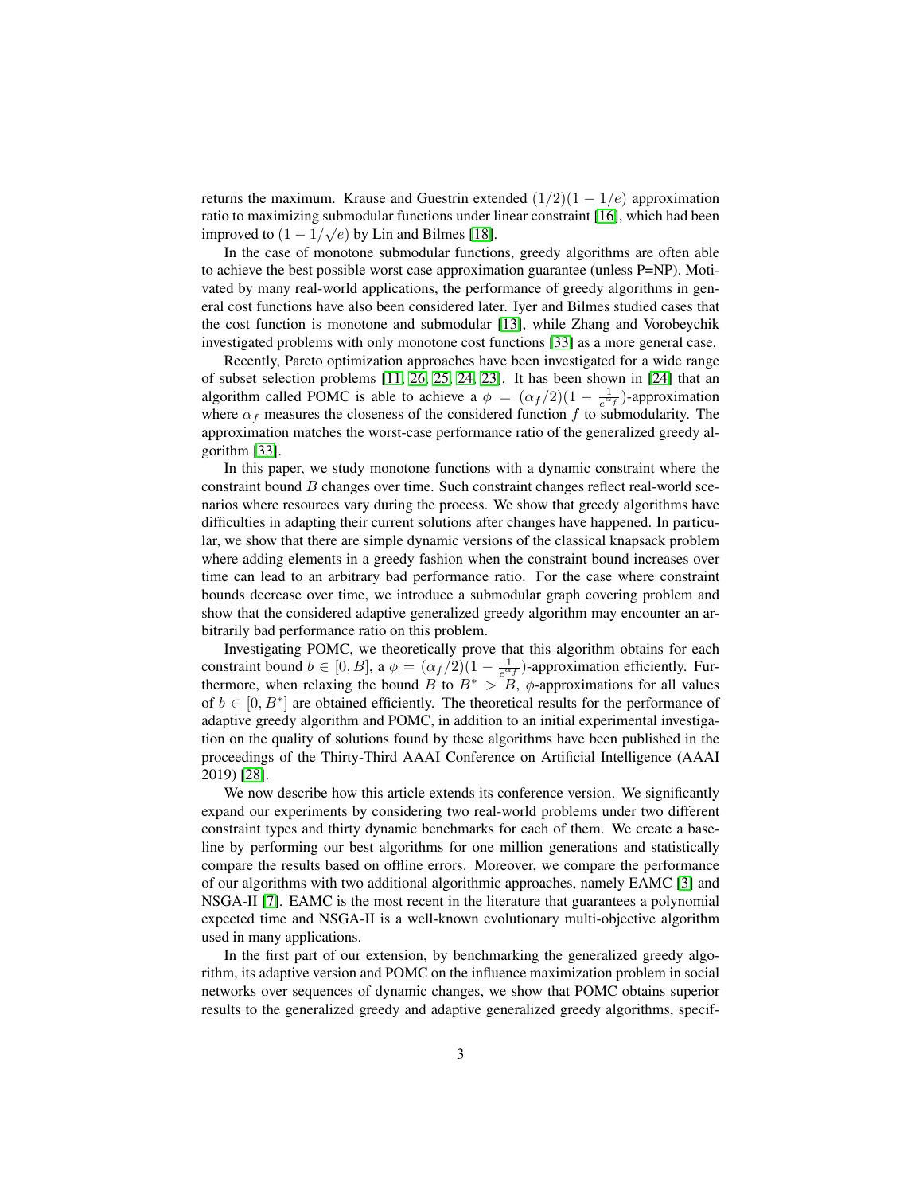returns the maximum. Krause and Guestrin extended $(1/2)(1 - 1/e)$ approximation ratio to maximizing submodular functions under linear constraint [16], which had been improved to $(1 - 1/\sqrt{e})$ by Lin and Bilmes [18].

In the case of monotone submodular functions, greedy algorithms are often able to achieve the best possible worst case approximation guarantee (unless P=NP). Motivated by many real-world applications, the performance of greedy algorithms in general cost functions have also been considered later. Iyer and Bilmes studied cases that the cost function is monotone and submodular [13], while Zhang and Vorobeychik investigated problems with only monotone cost functions [33] as a more general case.

Recently, Pareto optimization approaches have been investigated for a wide range of subset selection problems [11, 26, 25, 24, 23]. It has been shown in [24] that an algorithm called POMC is able to achieve a $\phi = (\alpha_f/2)(1 - \frac{1}{e^{\alpha_f}})$-approximation where $\alpha_f$ measures the closeness of the considered function $f$ to submodularity. The approximation matches the worst-case performance ratio of the generalized greedy algorithm [33].

In this paper, we study monotone functions with a dynamic constraint where the constraint bound $B$ changes over time. Such constraint changes reflect real-world scenarios where resources vary during the process. We show that greedy algorithms have difficulties in adapting their current solutions after changes have happened. In particular, we show that there are simple dynamic versions of the classical knapsack problem where adding elements in a greedy fashion when the constraint bound increases over time can lead to an arbitrary bad performance ratio. For the case where constraint bounds decrease over time, we introduce a submodular graph covering problem and show that the considered adaptive generalized greedy algorithm may encounter an arbitrarily bad performance ratio on this problem.

Investigating POMC, we theoretically prove that this algorithm obtains for each constraint bound $b \in [0, B]$, a $\phi = (\alpha_f/2)(1 - \frac{1}{e^{\alpha_f}})$-approximation efficiently. Furthermore, when relaxing the bound $B$ to $B^* > B$, $\phi$-approximations for all values of $b \in [0, B^*]$ are obtained efficiently. The theoretical results for the performance of adaptive greedy algorithm and POMC, in addition to an initial experimental investigation on the quality of solutions found by these algorithms have been published in the proceedings of the Thirty-Third AAAI Conference on Artificial Intelligence (AAAI 2019) [28].

We now describe how this article extends its conference version. We significantly expand our experiments by considering two real-world problems under two different constraint types and thirty dynamic benchmarks for each of them. We create a baseline by performing our best algorithms for one million generations and statistically compare the results based on offline errors. Moreover, we compare the performance of our algorithms with two additional algorithmic approaches, namely EAMC [3] and NSGA-II [7]. EAMC is the most recent in the literature that guarantees a polynomial expected time and NSGA-II is a well-known evolutionary multi-objective algorithm used in many applications.

In the first part of our extension, by benchmarking the generalized greedy algorithm, its adaptive version and POMC on the influence maximization problem in social networks over sequences of dynamic changes, we show that POMC obtains superior results to the generalized greedy and adaptive generalized greedy algorithms, specif-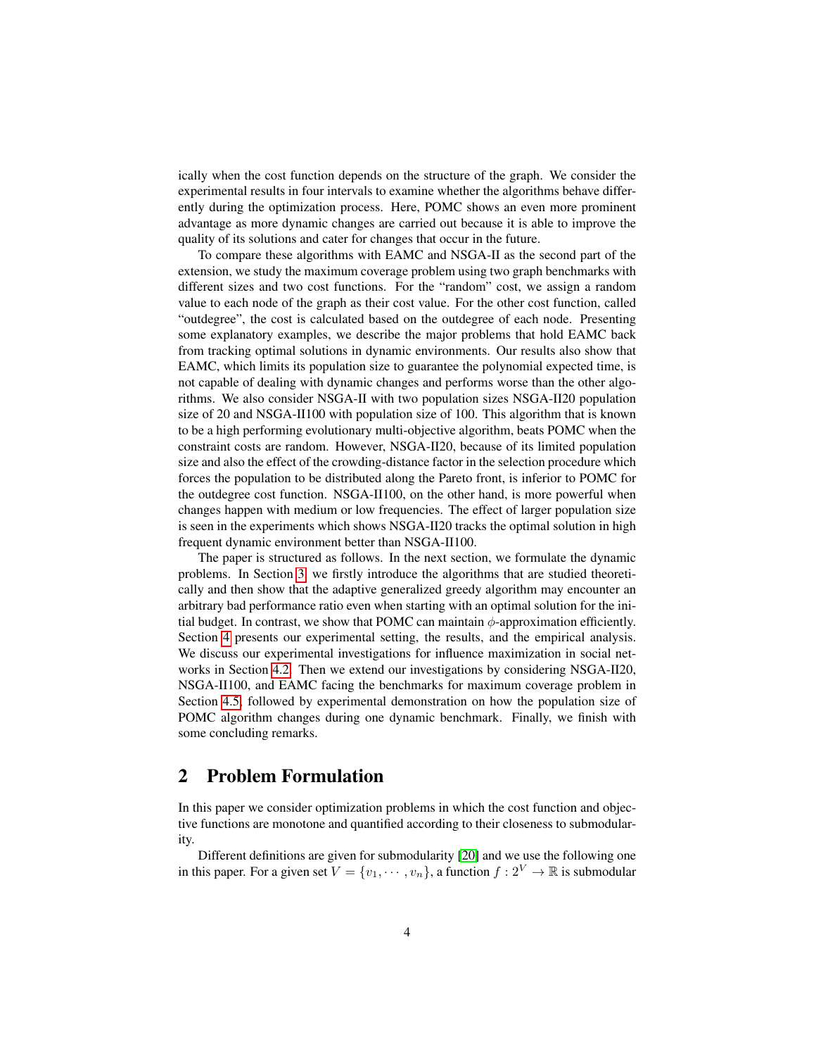ically when the cost function depends on the structure of the graph. We consider the experimental results in four intervals to examine whether the algorithms behave differently during the optimization process. Here, POMC shows an even more prominent advantage as more dynamic changes are carried out because it is able to improve the quality of its solutions and cater for changes that occur in the future.

To compare these algorithms with EAMC and NSGA-II as the second part of the extension, we study the maximum coverage problem using two graph benchmarks with different sizes and two cost functions. For the "random" cost, we assign a random value to each node of the graph as their cost value. For the other cost function, called "outdegree", the cost is calculated based on the outdegree of each node. Presenting some explanatory examples, we describe the major problems that hold EAMC back from tracking optimal solutions in dynamic environments. Our results also show that EAMC, which limits its population size to guarantee the polynomial expected time, is not capable of dealing with dynamic changes and performs worse than the other algorithms. We also consider NSGA-II with two population sizes NSGA-II20 population size of 20 and NSGA-II100 with population size of 100. This algorithm that is known to be a high performing evolutionary multi-objective algorithm, beats POMC when the constraint costs are random. However, NSGA-II20, because of its limited population size and also the effect of the crowding-distance factor in the selection procedure which forces the population to be distributed along the Pareto front, is inferior to POMC for the outdegree cost function. NSGA-II100, on the other hand, is more powerful when changes happen with medium or low frequencies. The effect of larger population size is seen in the experiments which shows NSGA-II20 tracks the optimal solution in high frequent dynamic environment better than NSGA-II100.

The paper is structured as follows. In the next section, we formulate the dynamic problems. In Section 3 we firstly introduce the algorithms that are studied theoretically and then show that the adaptive generalized greedy algorithm may encounter an arbitrary bad performance ratio even when starting with an optimal solution for the initial budget. In contrast, we show that POMC can maintain $\phi$-approximation efficiently. Section 4 presents our experimental setting, the results, and the empirical analysis. We discuss our experimental investigations for influence maximization in social networks in Section 4.2. Then we extend our investigations by considering NSGA-II20, NSGA-II100, and EAMC facing the benchmarks for maximum coverage problem in Section 4.5, followed by experimental demonstration on how the population size of POMC algorithm changes during one dynamic benchmark. Finally, we finish with some concluding remarks.

## 2 Problem Formulation

In this paper we consider optimization problems in which the cost function and objective functions are monotone and quantified according to their closeness to submodularity.

Different definitions are given for submodularity [20] and we use the following one in this paper. For a given set $V = \{v_1, \cdots, v_n\}$, a function $f : 2^V \to \mathbb{R}$ is submodular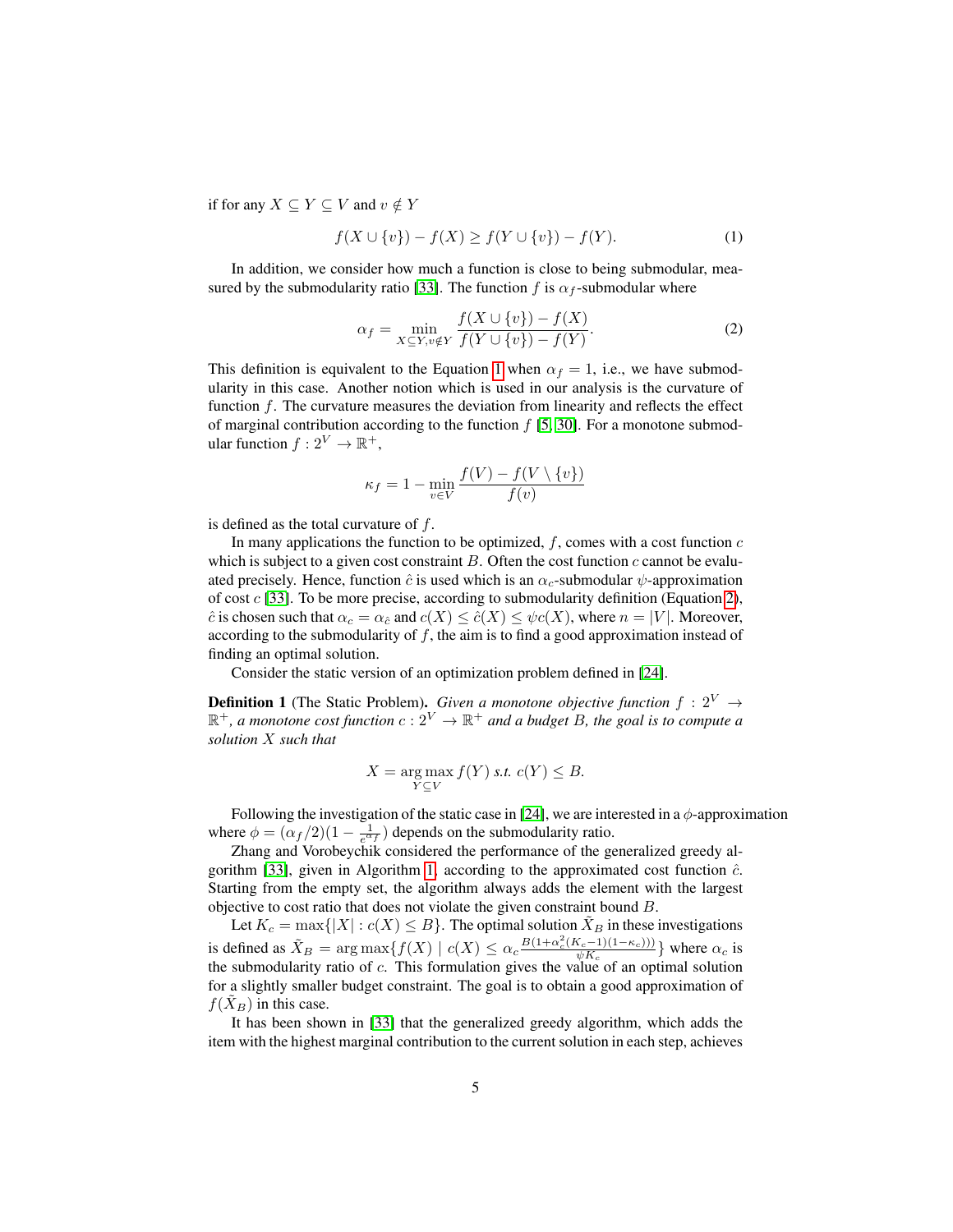if for any $X \subseteq Y \subseteq V$ and $v \notin Y$

$$f(X \cup \{v\}) - f(X) \geq f(Y \cup \{v\}) - f(Y). \tag{1}$$

In addition, we consider how much a function is close to being submodular, measured by the submodularity ratio [33]. The function $f$ is $\alpha_f$-submodular where

$$\alpha_f = \min_{X \subseteq Y, v \notin Y} \frac{f(X \cup \{v\}) - f(X)}{f(Y \cup \{v\}) - f(Y)}. \tag{2}$$

This definition is equivalent to the Equation 1 when $\alpha_f = 1$, i.e., we have submodularity in this case. Another notion which is used in our analysis is the curvature of function $f$. The curvature measures the deviation from linearity and reflects the effect of marginal contribution according to the function $f$ [5, 30]. For a monotone submodular function $f : 2^V \to \mathbb{R}^+$,

$$\kappa_f = 1 - \min_{v \in V} \frac{f(V) - f(V \setminus \{v\})}{f(v)}$$

is defined as the total curvature of $f$.

In many applications the function to be optimized, $f$, comes with a cost function $c$ which is subject to a given cost constraint $B$. Often the cost function $c$ cannot be evaluated precisely. Hence, function $\hat{c}$ is used which is an $\alpha_c$-submodular $\psi$-approximation of cost $c$ [33]. To be more precise, according to submodularity definition (Equation 2), $\hat{c}$ is chosen such that $\alpha_c = \alpha_{\hat{c}}$ and $c(X) \leq \hat{c}(X) \leq \psi c(X)$, where $n = |V|$. Moreover, according to the submodularity of $f$, the aim is to find a good approximation instead of finding an optimal solution.

Consider the static version of an optimization problem defined in [24].

**Definition 1** (The Static Problem). *Given a monotone objective function $f : 2^V \to \mathbb{R}^+$, a monotone cost function $c : 2^V \to \mathbb{R}^+$ and a budget $B$, the goal is to compute a solution $X$ such that*

$$X = \arg\max_{Y \subseteq V} f(Y) \text{ s.t. } c(Y) \leq B.$$

Following the investigation of the static case in [24], we are interested in a $\phi$-approximation where $\phi = (\alpha_f/2)(1 - \frac{1}{e^{\alpha_f}})$ depends on the submodularity ratio.

Zhang and Vorobeychik considered the performance of the generalized greedy algorithm [33], given in Algorithm 1, according to the approximated cost function $\hat{c}$. Starting from the empty set, the algorithm always adds the element with the largest objective to cost ratio that does not violate the given constraint bound $B$.

Let $K_c = \max\{|X| : c(X) \leq B\}$. The optimal solution $\tilde{X}_B$ in these investigations is defined as $\tilde{X}_B = \arg\max\{f(X) \mid c(X) \leq \alpha_c \frac{B(1+\alpha_c^2(K_c-1)(1-\kappa_c)))}{\psi K_c}\}$ where $\alpha_c$ is the submodularity ratio of $c$. This formulation gives the value of an optimal solution for a slightly smaller budget constraint. The goal is to obtain a good approximation of $f(\tilde{X}_B)$ in this case.

It has been shown in [33] that the generalized greedy algorithm, which adds the item with the highest marginal contribution to the current solution in each step, achieves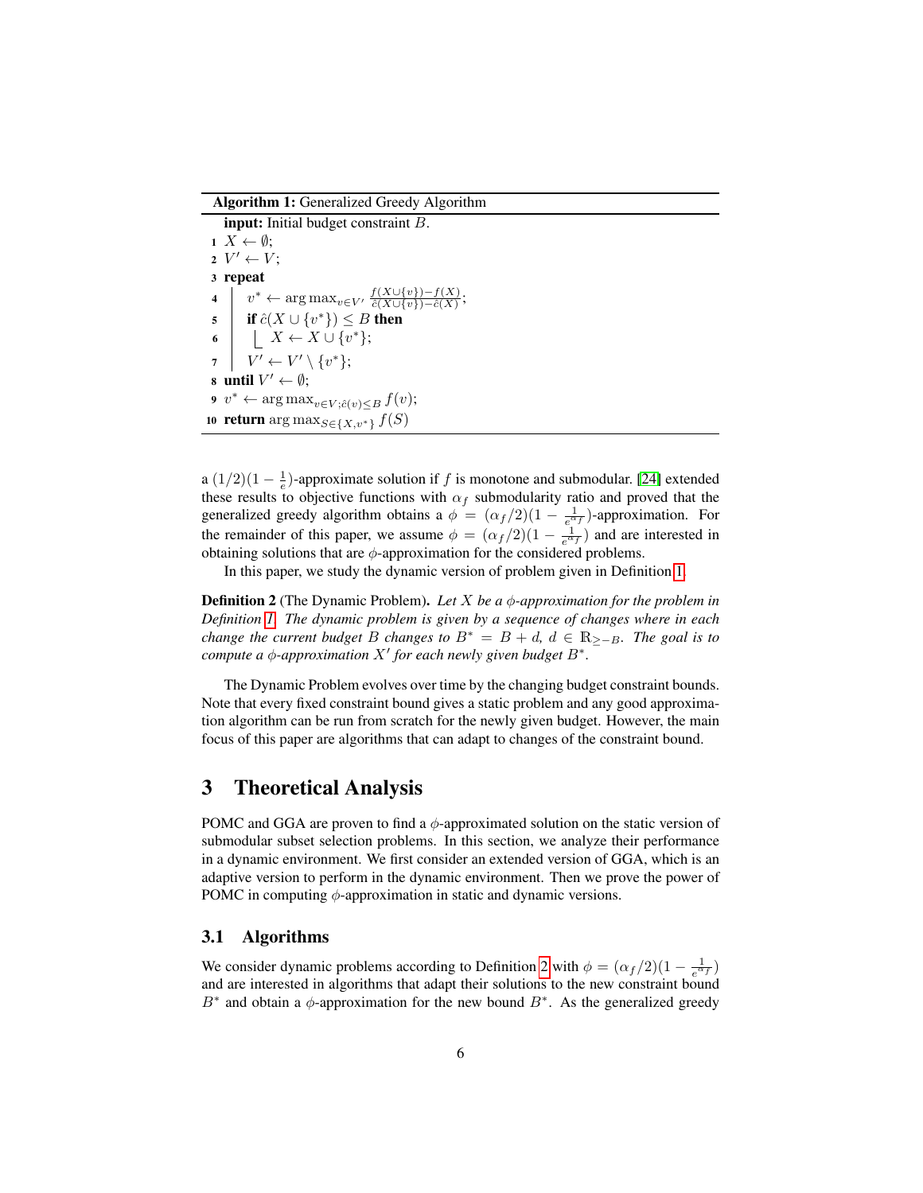**Algorithm 1:** Generalized Greedy Algorithm

```
input: Initial budget constraint B.
1  X ← ∅;
2  V' ← V;
3  repeat
4      v* ← arg max_{v∈V'} (f(X∪{v}) − f(X)) / (ĉ(X∪{v}) − ĉ(X));
5      if ĉ(X ∪ {v*}) ≤ B then
6          X ← X ∪ {v*};
7      V' ← V' \ {v*};
8  until V' ← ∅;
9  v* ← arg max_{v∈V; ĉ(v)≤B} f(v);
10 return arg max_{S∈{X,v*}} f(S)
```

a $(1/2)(1 - \frac{1}{e})$-approximate solution if $f$ is monotone and submodular. [24] extended these results to objective functions with $\alpha_f$ submodularity ratio and proved that the generalized greedy algorithm obtains a $\phi = (\alpha_f/2)(1 - \frac{1}{e^{\alpha_f}})$-approximation. For the remainder of this paper, we assume $\phi = (\alpha_f/2)(1 - \frac{1}{e^{\alpha_f}})$ and are interested in obtaining solutions that are $\phi$-approximation for the considered problems.

In this paper, we study the dynamic version of problem given in Definition 1.

**Definition 2** (The Dynamic Problem)**.** *Let $X$ be a $\phi$-approximation for the problem in Definition 1. The dynamic problem is given by a sequence of changes where in each change the current budget $B$ changes to $B^* = B + d$, $d \in \mathbb{R}_{\geq -B}$. The goal is to compute a $\phi$-approximation $X'$ for each newly given budget $B^*$.*

The Dynamic Problem evolves over time by the changing budget constraint bounds. Note that every fixed constraint bound gives a static problem and any good approximation algorithm can be run from scratch for the newly given budget. However, the main focus of this paper are algorithms that can adapt to changes of the constraint bound.

# 3 Theoretical Analysis

POMC and GGA are proven to find a $\phi$-approximated solution on the static version of submodular subset selection problems. In this section, we analyze their performance in a dynamic environment. We first consider an extended version of GGA, which is an adaptive version to perform in the dynamic environment. Then we prove the power of POMC in computing $\phi$-approximation in static and dynamic versions.

## 3.1 Algorithms

We consider dynamic problems according to Definition 2 with $\phi = (\alpha_f/2)(1 - \frac{1}{e^{\alpha_f}})$ and are interested in algorithms that adapt their solutions to the new constraint bound $B^*$ and obtain a $\phi$-approximation for the new bound $B^*$. As the generalized greedy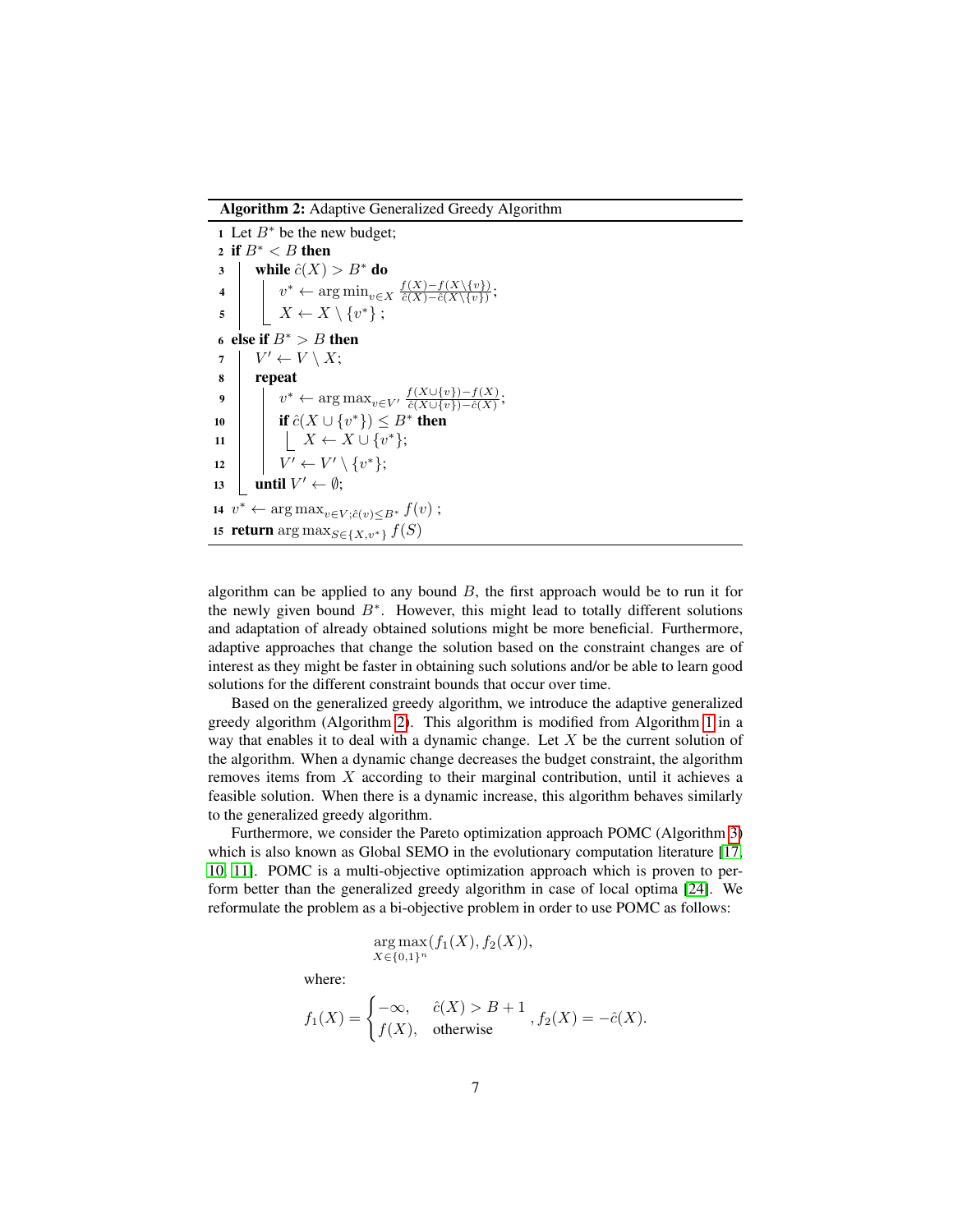**Algorithm 2:** Adaptive Generalized Greedy Algorithm

```
1  Let B* be the new budget;
2  if B* < B then
3      while ĉ(X) > B* do
4          v* ← arg min_{v∈X} (f(X) − f(X\{v})) / (ĉ(X) − ĉ(X\{v}));
5          X ← X \ {v*} ;
6  else if B* > B then
7      V' ← V \ X;
8      repeat
9          v* ← arg max_{v∈V'} (f(X∪{v}) − f(X)) / (ĉ(X∪{v}) − ĉ(X));
10         if ĉ(X ∪ {v*}) ≤ B* then
11             X ← X ∪ {v*};
12         V' ← V' \ {v*};
13     until V' ← ∅;
14 v* ← arg max_{v∈V; ĉ(v)≤B*} f(v) ;
15 return arg max_{S∈{X,v*}} f(S)
```

algorithm can be applied to any bound $B$, the first approach would be to run it for the newly given bound $B^*$. However, this might lead to totally different solutions and adaptation of already obtained solutions might be more beneficial. Furthermore, adaptive approaches that change the solution based on the constraint changes are of interest as they might be faster in obtaining such solutions and/or be able to learn good solutions for the different constraint bounds that occur over time.

Based on the generalized greedy algorithm, we introduce the adaptive generalized greedy algorithm (Algorithm 2). This algorithm is modified from Algorithm 1 in a way that enables it to deal with a dynamic change. Let $X$ be the current solution of the algorithm. When a dynamic change decreases the budget constraint, the algorithm removes items from $X$ according to their marginal contribution, until it achieves a feasible solution. When there is a dynamic increase, this algorithm behaves similarly to the generalized greedy algorithm.

Furthermore, we consider the Pareto optimization approach POMC (Algorithm 3) which is also known as Global SEMO in the evolutionary computation literature [17, 10, 11]. POMC is a multi-objective optimization approach which is proven to perform better than the generalized greedy algorithm in case of local optima [24]. We reformulate the problem as a bi-objective problem in order to use POMC as follows:

$$\underset{X\in\{0,1\}^n}{\arg\max}(f_1(X), f_2(X)),$$

where:

$$f_1(X) = \begin{cases} -\infty, & \hat{c}(X) > B+1 \\ f(X), & \text{otherwise} \end{cases}, f_2(X) = -\hat{c}(X).$$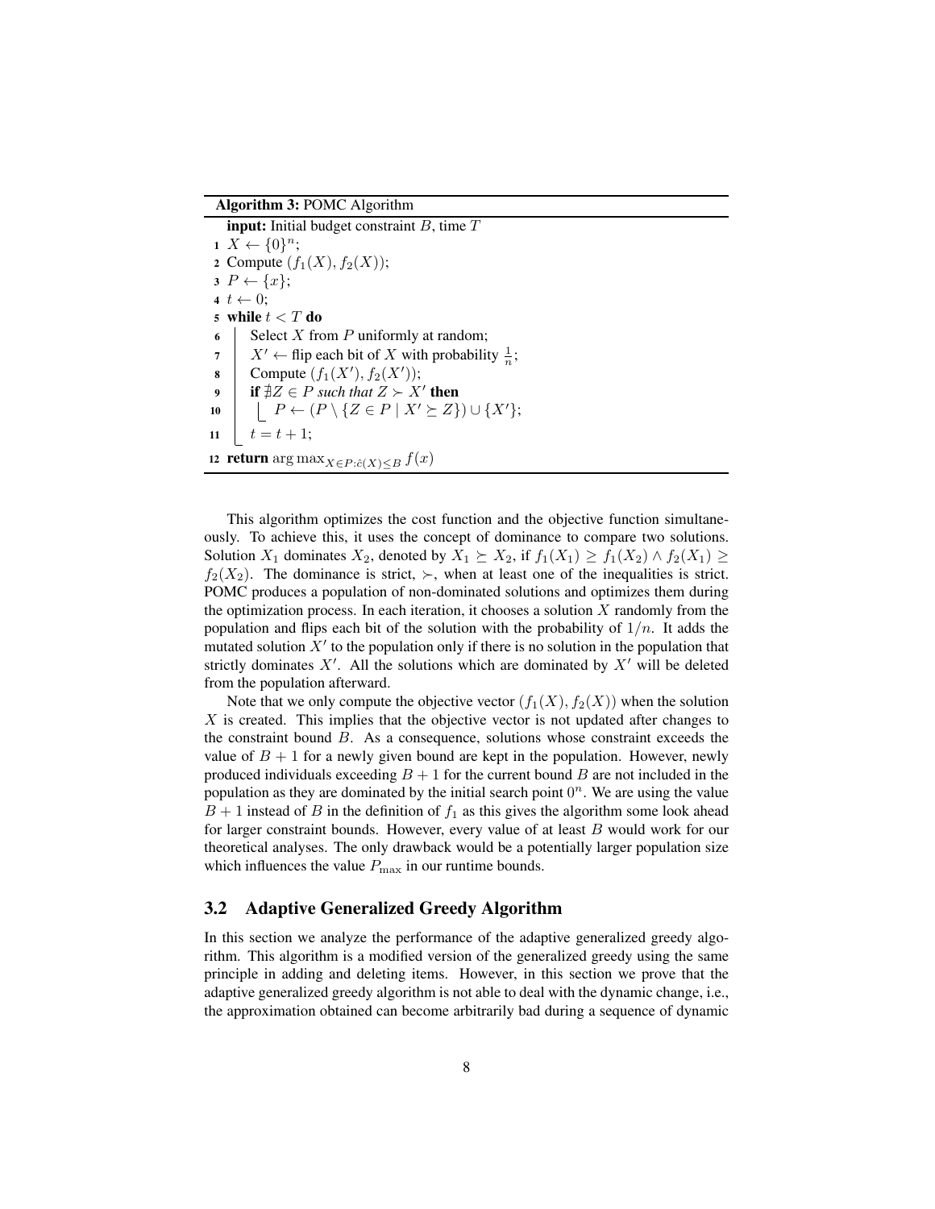**Algorithm 3:** POMC Algorithm

```
input: Initial budget constraint B, time T
1  X ← {0}^n;
2  Compute (f_1(X), f_2(X));
3  P ← {x};
4  t ← 0;
5  while t < T do
6      Select X from P uniformly at random;
7      X' ← flip each bit of X with probability 1/n;
8      Compute (f_1(X'), f_2(X'));
9      if ∄Z ∈ P such that Z ≻ X' then
10         P ← (P \ {Z ∈ P | X' ⪰ Z}) ∪ {X'};
11     t = t + 1;
12 return arg max_{X∈P: ĉ(X)≤B} f(x)
```

This algorithm optimizes the cost function and the objective function simultaneously. To achieve this, it uses the concept of dominance to compare two solutions. Solution $X_1$ dominates $X_2$, denoted by $X_1 \succeq X_2$, if $f_1(X_1) \geq f_1(X_2) \wedge f_2(X_1) \geq f_2(X_2)$. The dominance is strict, $\succ$, when at least one of the inequalities is strict. POMC produces a population of non-dominated solutions and optimizes them during the optimization process. In each iteration, it chooses a solution $X$ randomly from the population and flips each bit of the solution with the probability of $1/n$. It adds the mutated solution $X'$ to the population only if there is no solution in the population that strictly dominates $X'$. All the solutions which are dominated by $X'$ will be deleted from the population afterward.

Note that we only compute the objective vector $(f_1(X), f_2(X))$ when the solution $X$ is created. This implies that the objective vector is not updated after changes to the constraint bound $B$. As a consequence, solutions whose constraint exceeds the value of $B+1$ for a newly given bound are kept in the population. However, newly produced individuals exceeding $B+1$ for the current bound $B$ are not included in the population as they are dominated by the initial search point $0^n$. We are using the value $B+1$ instead of $B$ in the definition of $f_1$ as this gives the algorithm some look ahead for larger constraint bounds. However, every value of at least $B$ would work for our theoretical analyses. The only drawback would be a potentially larger population size which influences the value $P_{\max}$ in our runtime bounds.

### 3.2 Adaptive Generalized Greedy Algorithm

In this section we analyze the performance of the adaptive generalized greedy algorithm. This algorithm is a modified version of the generalized greedy using the same principle in adding and deleting items. However, in this section we prove that the adaptive generalized greedy algorithm is not able to deal with the dynamic change, i.e., the approximation obtained can become arbitrarily bad during a sequence of dynamic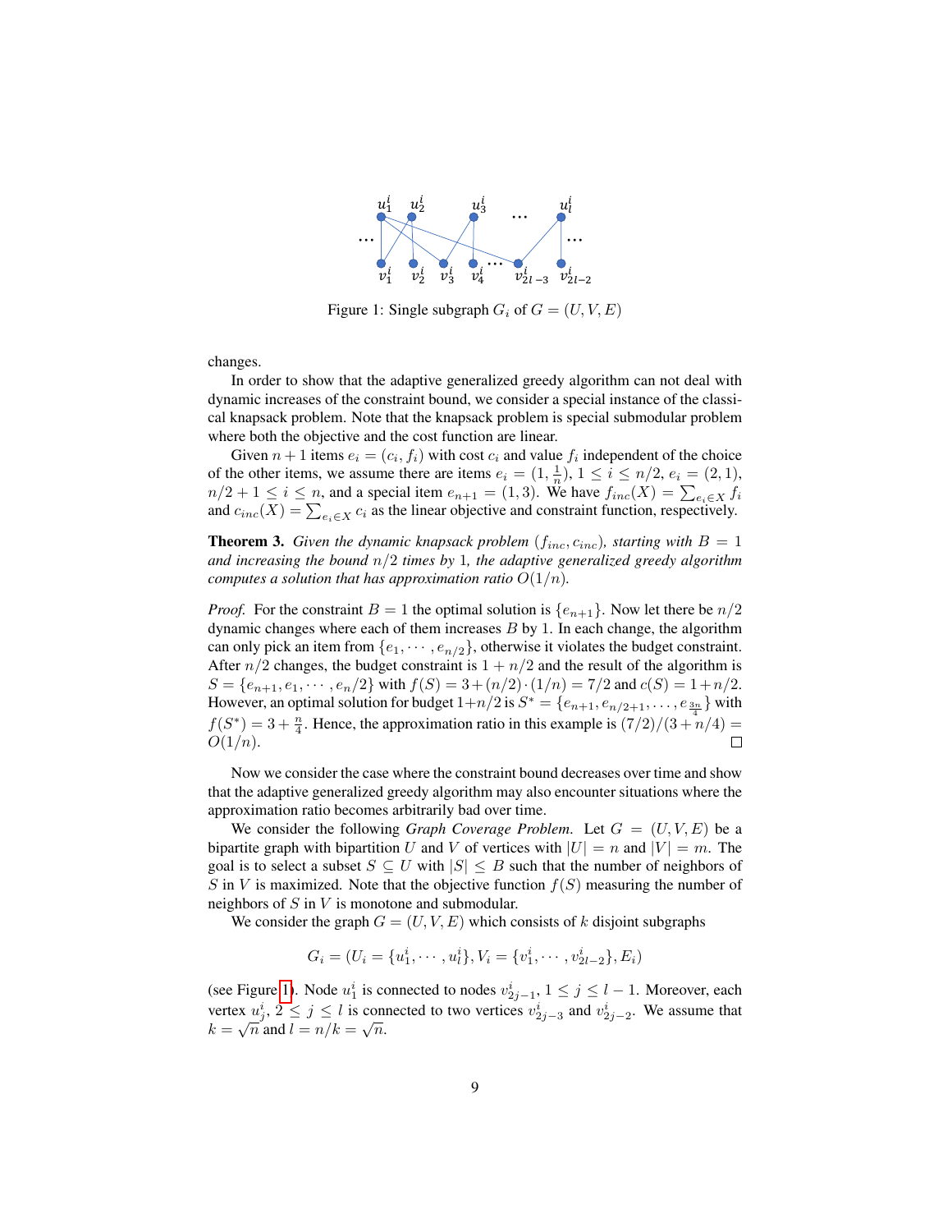Figure 1: Single subgraph $G_i$ of $G = (U, V, E)$

changes.

In order to show that the adaptive generalized greedy algorithm can not deal with dynamic increases of the constraint bound, we consider a special instance of the classical knapsack problem. Note that the knapsack problem is special submodular problem where both the objective and the cost function are linear.

Given $n + 1$ items $e_i = (c_i, f_i)$ with cost $c_i$ and value $f_i$ independent of the choice of the other items, we assume there are items $e_i = (1, \frac{1}{n})$, $1 \leq i \leq n/2$, $e_i = (2, 1)$, $n/2 + 1 \leq i \leq n$, and a special item $e_{n+1} = (1, 3)$. We have $f_{inc}(X) = \sum_{e_i \in X} f_i$ and $c_{inc}(X) = \sum_{e_i \in X} c_i$ as the linear objective and constraint function, respectively.

**Theorem 3.** *Given the dynamic knapsack problem ($f_{inc}, c_{inc}$), starting with $B = 1$ and increasing the bound $n/2$ times by 1, the adaptive generalized greedy algorithm computes a solution that has approximation ratio $O(1/n)$.*

*Proof.* For the constraint $B = 1$ the optimal solution is $\{e_{n+1}\}$. Now let there be $n/2$ dynamic changes where each of them increases $B$ by 1. In each change, the algorithm can only pick an item from $\{e_1, \cdots, e_{n/2}\}$, otherwise it violates the budget constraint. After $n/2$ changes, the budget constraint is $1 + n/2$ and the result of the algorithm is $S = \{e_{n+1}, e_1, \cdots, e_n/2\}$ with $f(S) = 3 + (n/2) \cdot (1/n) = 7/2$ and $c(S) = 1 + n/2$. However, an optimal solution for budget $1 + n/2$ is $S^* = \{e_{n+1}, e_{n/2+1}, \ldots, e_{\frac{3n}{4}}\}$ with $f(S^*) = 3 + \frac{n}{4}$. Hence, the approximation ratio in this example is $(7/2)/(3 + n/4) = O(1/n)$. □

Now we consider the case where the constraint bound decreases over time and show that the adaptive generalized greedy algorithm may also encounter situations where the approximation ratio becomes arbitrarily bad over time.

We consider the following *Graph Coverage Problem*. Let $G = (U, V, E)$ be a bipartite graph with bipartition $U$ and $V$ of vertices with $|U| = n$ and $|V| = m$. The goal is to select a subset $S \subseteq U$ with $|S| \leq B$ such that the number of neighbors of $S$ in $V$ is maximized. Note that the objective function $f(S)$ measuring the number of neighbors of $S$ in $V$ is monotone and submodular.

We consider the graph $G = (U, V, E)$ which consists of $k$ disjoint subgraphs

$$G_i = (U_i = \{u_1^i, \cdots, u_l^i\}, V_i = \{v_1^i, \cdots, v_{2l-2}^i\}, E_i)$$

(see Figure 1). Node $u_1^i$ is connected to nodes $v_{2j-1}^i$, $1 \leq j \leq l - 1$. Moreover, each vertex $u_j^i$, $2 \leq j \leq l$ is connected to two vertices $v_{2j-3}^i$ and $v_{2j-2}^i$. We assume that $k = \sqrt{n}$ and $l = n/k = \sqrt{n}$.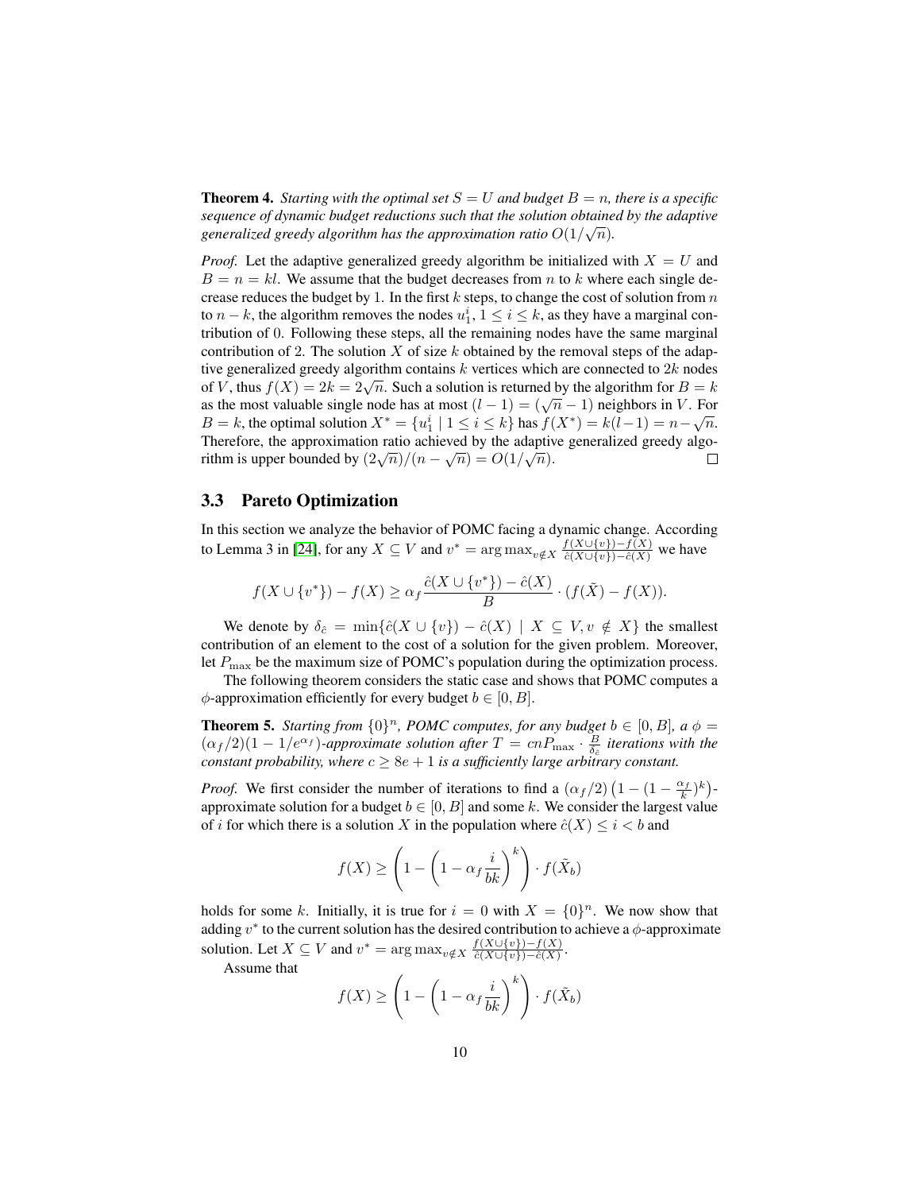**Theorem 4.** *Starting with the optimal set $S = U$ and budget $B = n$, there is a specific sequence of dynamic budget reductions such that the solution obtained by the adaptive generalized greedy algorithm has the approximation ratio $O(1/\sqrt{n})$.*

*Proof.* Let the adaptive generalized greedy algorithm be initialized with $X = U$ and $B = n = kl$. We assume that the budget decreases from $n$ to $k$ where each single decrease reduces the budget by 1. In the first $k$ steps, to change the cost of solution from $n$ to $n - k$, the algorithm removes the nodes $u_1^i$, $1 \leq i \leq k$, as they have a marginal contribution of 0. Following these steps, all the remaining nodes have the same marginal contribution of 2. The solution $X$ of size $k$ obtained by the removal steps of the adaptive generalized greedy algorithm contains $k$ vertices which are connected to $2k$ nodes of $V$, thus $f(X) = 2k = 2\sqrt{n}$. Such a solution is returned by the algorithm for $B = k$ as the most valuable single node has at most $(l - 1) = (\sqrt{n} - 1)$ neighbors in $V$. For $B = k$, the optimal solution $X^* = \{u_1^i \mid 1 \leq i \leq k\}$ has $f(X^*) = k(l-1) = n - \sqrt{n}$. Therefore, the approximation ratio achieved by the adaptive generalized greedy algorithm is upper bounded by $(2\sqrt{n})/(n - \sqrt{n}) = O(1/\sqrt{n})$. □

### 3.3 Pareto Optimization

In this section we analyze the behavior of POMC facing a dynamic change. According to Lemma 3 in [24], for any $X \subseteq V$ and $v^* = \arg\max_{v \notin X} \frac{f(X \cup \{v\}) - f(X)}{\hat{c}(X \cup \{v\}) - \hat{c}(X)}$ we have

$$f(X \cup \{v^*\}) - f(X) \geq \alpha_f \frac{\hat{c}(X \cup \{v^*\}) - \hat{c}(X)}{B} \cdot (f(\tilde{X}) - f(X)).$$

We denote by $\delta_{\hat{c}} = \min\{\hat{c}(X \cup \{v\}) - \hat{c}(X) \mid X \subseteq V, v \notin X\}$ the smallest contribution of an element to the cost of a solution for the given problem. Moreover, let $P_{\max}$ be the maximum size of POMC's population during the optimization process.

The following theorem considers the static case and shows that POMC computes a $\phi$-approximation efficiently for every budget $b \in [0, B]$.

**Theorem 5.** *Starting from $\{0\}^n$, POMC computes, for any budget $b \in [0, B]$, a $\phi = (\alpha_f/2)(1 - 1/e^{\alpha_f})$-approximate solution after $T = cnP_{\max} \cdot \frac{B}{\delta_{\hat{c}}}$ iterations with the constant probability, where $c \geq 8e + 1$ is a sufficiently large arbitrary constant.*

*Proof.* We first consider the number of iterations to find a $(\alpha_f/2)\left(1 - (1 - \frac{\alpha_f}{k})^k\right)$-approximate solution for a budget $b \in [0, B]$ and some $k$. We consider the largest value of $i$ for which there is a solution $X$ in the population where $\hat{c}(X) \leq i < b$ and

$$f(X) \geq \left(1 - \left(1 - \alpha_f \frac{i}{bk}\right)^k\right) \cdot f(\tilde{X}_b)$$

holds for some $k$. Initially, it is true for $i = 0$ with $X = \{0\}^n$. We now show that adding $v^*$ to the current solution has the desired contribution to achieve a $\phi$-approximate solution. Let $X \subseteq V$ and $v^* = \arg\max_{v \notin X} \frac{f(X \cup \{v\}) - f(X)}{\hat{c}(X \cup \{v\}) - \hat{c}(X)}$.

Assume that

$$f(X) \geq \left(1 - \left(1 - \alpha_f \frac{i}{bk}\right)^k\right) \cdot f(\tilde{X}_b)$$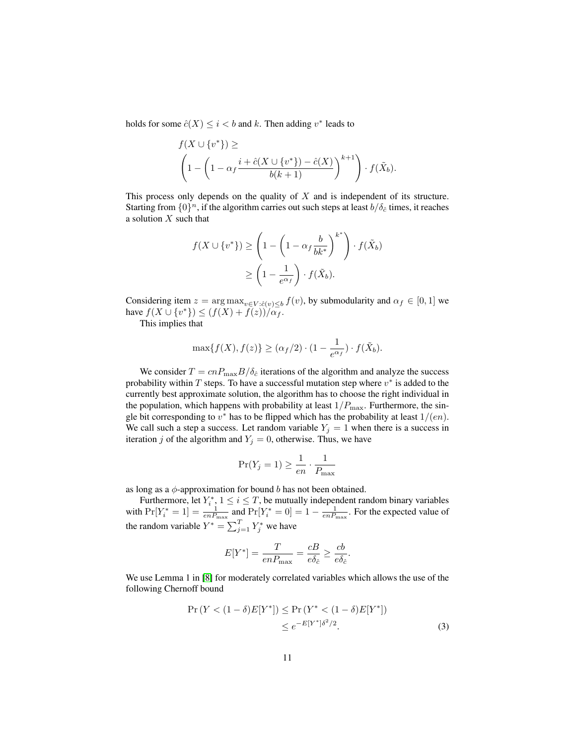holds for some $\hat{c}(X) \leq i < b$ and $k$. Then adding $v^*$ leads to

$$f(X \cup \{v^*\}) \geq \left(1 - \left(1 - \alpha_f \frac{i + \hat{c}(X \cup \{v^*\}) - \hat{c}(X)}{b(k+1)}\right)^{k+1}\right) \cdot f(\tilde{X}_b).$$

This process only depends on the quality of $X$ and is independent of its structure. Starting from $\{0\}^n$, if the algorithm carries out such steps at least $b/\delta_{\hat{c}}$ times, it reaches a solution $X$ such that

$$\begin{aligned} f(X \cup \{v^*\}) &\geq \left(1 - \left(1 - \alpha_f \frac{b}{bk^*}\right)^{k^*}\right) \cdot f(\tilde{X}_b) \\ &\geq \left(1 - \frac{1}{e^{\alpha_f}}\right) \cdot f(\tilde{X}_b). \end{aligned}$$

Considering item $z = \arg\max_{v \in V: \hat{c}(v) \leq b} f(v)$, by submodularity and $\alpha_f \in [0, 1]$ we have $f(X \cup \{v^*\}) \leq (f(X) + f(z))/\alpha_f$.

This implies that

$$\max\{f(X), f(z)\} \geq (\alpha_f/2) \cdot (1 - \frac{1}{e^{\alpha_f}}) \cdot f(\tilde{X}_b).$$

We consider $T = cnP_{\max}B/\delta_{\hat{c}}$ iterations of the algorithm and analyze the success probability within $T$ steps. To have a successful mutation step where $v^*$ is added to the currently best approximate solution, the algorithm has to choose the right individual in the population, which happens with probability at least $1/P_{\max}$. Furthermore, the single bit corresponding to $v^*$ has to be flipped which has the probability at least $1/(en)$. We call such a step a success. Let random variable $Y_j = 1$ when there is a success in iteration $j$ of the algorithm and $Y_j = 0$, otherwise. Thus, we have

$$\Pr(Y_j = 1) \geq \frac{1}{en} \cdot \frac{1}{P_{\max}}$$

as long as a $\phi$-approximation for bound $b$ has not been obtained.

Furthermore, let $Y_i^*$, $1 \leq i \leq T$, be mutually independent random binary variables with $\Pr[Y_i^* = 1] = \frac{1}{enP_{\max}}$ and $\Pr[Y_i^* = 0] = 1 - \frac{1}{enP_{\max}}$. For the expected value of the random variable $Y^* = \sum_{j=1}^{T} Y_j^*$ we have

$$E[Y^*] = \frac{T}{enP_{\max}} = \frac{cB}{e\delta_{\hat{c}}} \geq \frac{cb}{e\delta_{\hat{c}}}.$$

We use Lemma 1 in [8] for moderately correlated variables which allows the use of the following Chernoff bound

$$\begin{aligned} \Pr\left(Y < (1-\delta)E[Y^*]\right) &\leq \Pr\left(Y^* < (1-\delta)E[Y^*]\right) \\ &\leq e^{-E[Y^*]\delta^2/2}. \end{aligned} \tag{3}$$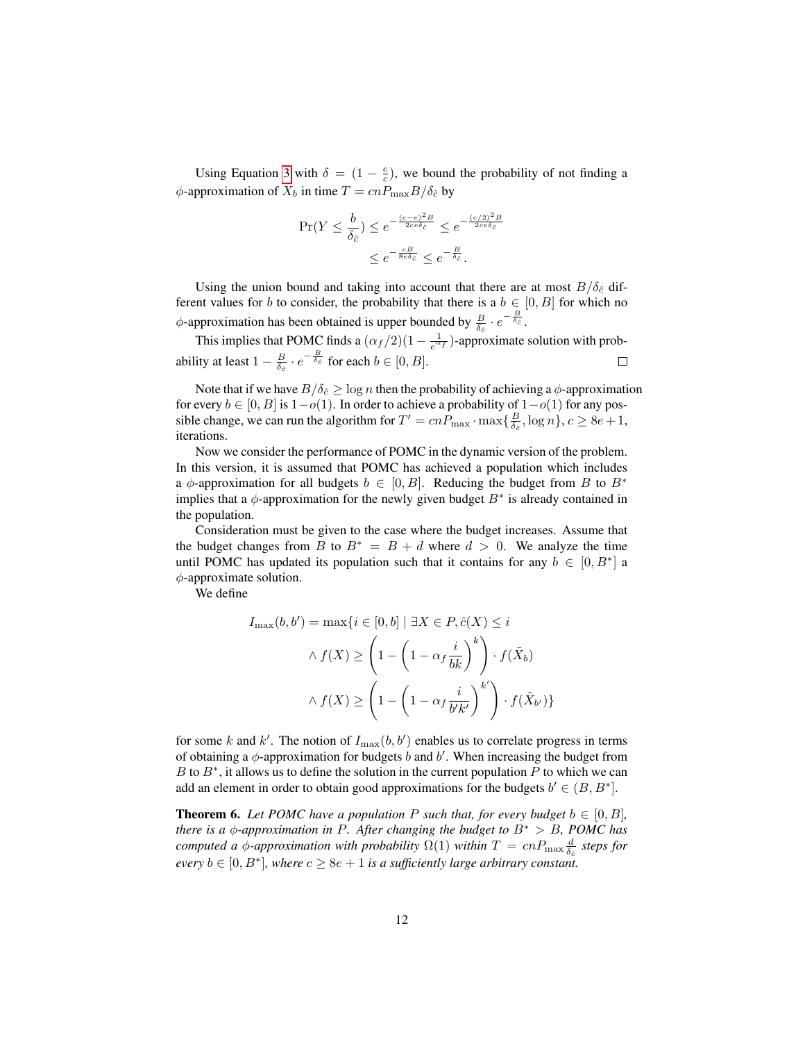Using Equation 3 with $\delta = (1 - \frac{e}{c})$, we bound the probability of not finding a $\phi$-approximation of $X_b$ in time $T = cnP_{\max}B/\delta_{\hat{c}}$ by

$$
\begin{aligned}
\Pr(Y \leq \frac{b}{\delta_{\hat{c}}}) &\leq e^{-\frac{(c-e)^2 B}{2ce\delta_{\hat{c}}}} \leq e^{-\frac{(c/2)^2 B}{2ce\delta_{\hat{c}}}} \\
&\leq e^{-\frac{cB}{8e\delta_{\hat{c}}}} \leq e^{-\frac{B}{\delta_{\hat{c}}}}.
\end{aligned}
$$

Using the union bound and taking into account that there are at most $B/\delta_{\hat{c}}$ different values for $b$ to consider, the probability that there is a $b \in [0, B]$ for which no $\phi$-approximation has been obtained is upper bounded by $\frac{B}{\delta_{\hat{c}}} \cdot e^{-\frac{B}{\delta_{\hat{c}}}}$.

This implies that POMC finds a $(\alpha_f/2)(1 - \frac{1}{e^{\alpha_f}})$-approximate solution with probability at least $1 - \frac{B}{\delta_{\hat{c}}} \cdot e^{-\frac{B}{\delta_{\hat{c}}}}$ for each $b \in [0, B]$. □

Note that if we have $B/\delta_{\hat{c}} \geq \log n$ then the probability of achieving a $\phi$-approximation for every $b \in [0, B]$ is $1 - o(1)$. In order to achieve a probability of $1 - o(1)$ for any possible change, we can run the algorithm for $T' = cnP_{\max} \cdot \max\{\frac{B}{\delta_{\hat{c}}}, \log n\}$, $c \geq 8e + 1$, iterations.

Now we consider the performance of POMC in the dynamic version of the problem. In this version, it is assumed that POMC has achieved a population which includes a $\phi$-approximation for all budgets $b \in [0, B]$. Reducing the budget from $B$ to $B^*$ implies that a $\phi$-approximation for the newly given budget $B^*$ is already contained in the population.

Consideration must be given to the case where the budget increases. Assume that the budget changes from $B$ to $B^* = B + d$ where $d > 0$. We analyze the time until POMC has updated its population such that it contains for any $b \in [0, B^*]$ a $\phi$-approximate solution.

We define

$$
\begin{aligned}
I_{\max}(b, b') = \max\{i \in [0, b] \mid \exists X \in P, \hat{c}(X) \leq i \\
\wedge f(X) \geq \left(1 - \left(1 - \alpha_f \frac{i}{bk}\right)^k\right) \cdot f(\tilde{X}_b) \\
\wedge f(X) \geq \left(1 - \left(1 - \alpha_f \frac{i}{b'k'}\right)^{k'}\right) \cdot f(\tilde{X}_{b'})\}
\end{aligned}
$$

for some $k$ and $k'$. The notion of $I_{\max}(b, b')$ enables us to correlate progress in terms of obtaining a $\phi$-approximation for budgets $b$ and $b'$. When increasing the budget from $B$ to $B^*$, it allows us to define the solution in the current population $P$ to which we can add an element in order to obtain good approximations for the budgets $b' \in (B, B^*]$.

**Theorem 6.** *Let POMC have a population $P$ such that, for every budget $b \in [0, B]$, there is a $\phi$-approximation in $P$. After changing the budget to $B^* > B$, POMC has computed a $\phi$-approximation with probability $\Omega(1)$ within $T = cnP_{\max}\frac{d}{\delta_{\hat{c}}}$ steps for every $b \in [0, B^*]$, where $c \geq 8e + 1$ is a sufficiently large arbitrary constant.*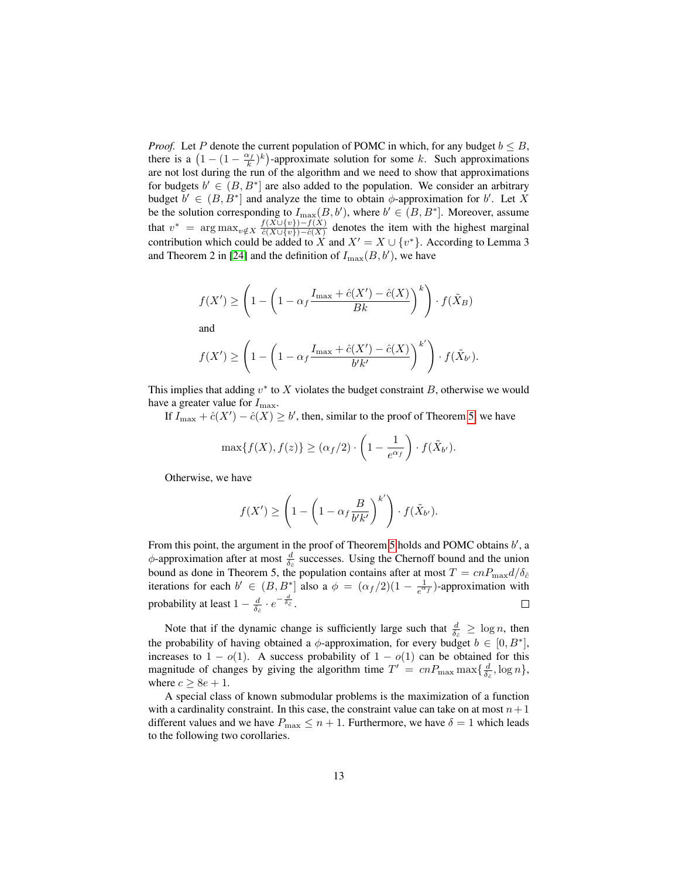*Proof.* Let $P$ denote the current population of POMC in which, for any budget $b \leq B$, there is a $\left(1-(1-\frac{\alpha_f}{k})^k\right)$-approximate solution for some $k$. Such approximations are not lost during the run of the algorithm and we need to show that approximations for budgets $b' \in (B, B^*]$ are also added to the population. We consider an arbitrary budget $b' \in (B, B^*]$ and analyze the time to obtain $\phi$-approximation for $b'$. Let $X$ be the solution corresponding to $I_{\max}(B, b')$, where $b' \in (B, B^*]$. Moreover, assume that $v^* = \arg\max_{v \notin X} \frac{f(X \cup \{v\}) - f(X)}{\hat{c}(X \cup \{v\}) - \hat{c}(X)}$ denotes the item with the highest marginal contribution which could be added to $X$ and $X' = X \cup \{v^*\}$. According to Lemma 3 and Theorem 2 in [24] and the definition of $I_{\max}(B, b')$, we have

$$f(X') \geq \left(1 - \left(1 - \alpha_f \frac{I_{\max} + \hat{c}(X') - \hat{c}(X)}{Bk}\right)^k\right) \cdot f(\tilde{X}_B)$$

and

$$f(X') \geq \left(1 - \left(1 - \alpha_f \frac{I_{\max} + \hat{c}(X') - \hat{c}(X)}{b'k'}\right)^{k'}\right) \cdot f(\tilde{X}_{b'}).$$

This implies that adding $v^*$ to $X$ violates the budget constraint $B$, otherwise we would have a greater value for $I_{\max}$.

If $I_{\max} + \hat{c}(X') - \hat{c}(X) \geq b'$, then, similar to the proof of Theorem 5, we have

$$\max\{f(X), f(z)\} \geq (\alpha_f/2) \cdot \left(1 - \frac{1}{e^{\alpha_f}}\right) \cdot f(\tilde{X}_{b'}).$$

Otherwise, we have

$$f(X') \geq \left(1 - \left(1 - \alpha_f \frac{B}{b'k'}\right)^{k'}\right) \cdot f(\tilde{X}_{b'}).$$

From this point, the argument in the proof of Theorem 5 holds and POMC obtains $b'$, a $\phi$-approximation after at most $\frac{d}{\delta_{\hat{c}}}$ successes. Using the Chernoff bound and the union bound as done in Theorem 5, the population contains after at most $T = cnP_{\max}d/\delta_{\hat{c}}$ iterations for each $b' \in (B, B^*]$ also a $\phi = (\alpha_f/2)(1 - \frac{1}{e^{\alpha_f}})$-approximation with probability at least $1 - \frac{d}{\delta_{\hat{c}}} \cdot e^{-\frac{d}{\delta_{\hat{c}}}}$. $\square$

Note that if the dynamic change is sufficiently large such that $\frac{d}{\delta_{\hat{c}}} \geq \log n$, then the probability of having obtained a $\phi$-approximation, for every budget $b \in [0, B^*]$, increases to $1 - o(1)$. A success probability of $1 - o(1)$ can be obtained for this magnitude of changes by giving the algorithm time $T' = cnP_{\max} \max\{\frac{d}{\delta_{\hat{c}}}, \log n\}$, where $c \geq 8e + 1$.

A special class of known submodular problems is the maximization of a function with a cardinality constraint. In this case, the constraint value can take on at most $n+1$ different values and we have $P_{\max} \leq n + 1$. Furthermore, we have $\delta = 1$ which leads to the following two corollaries.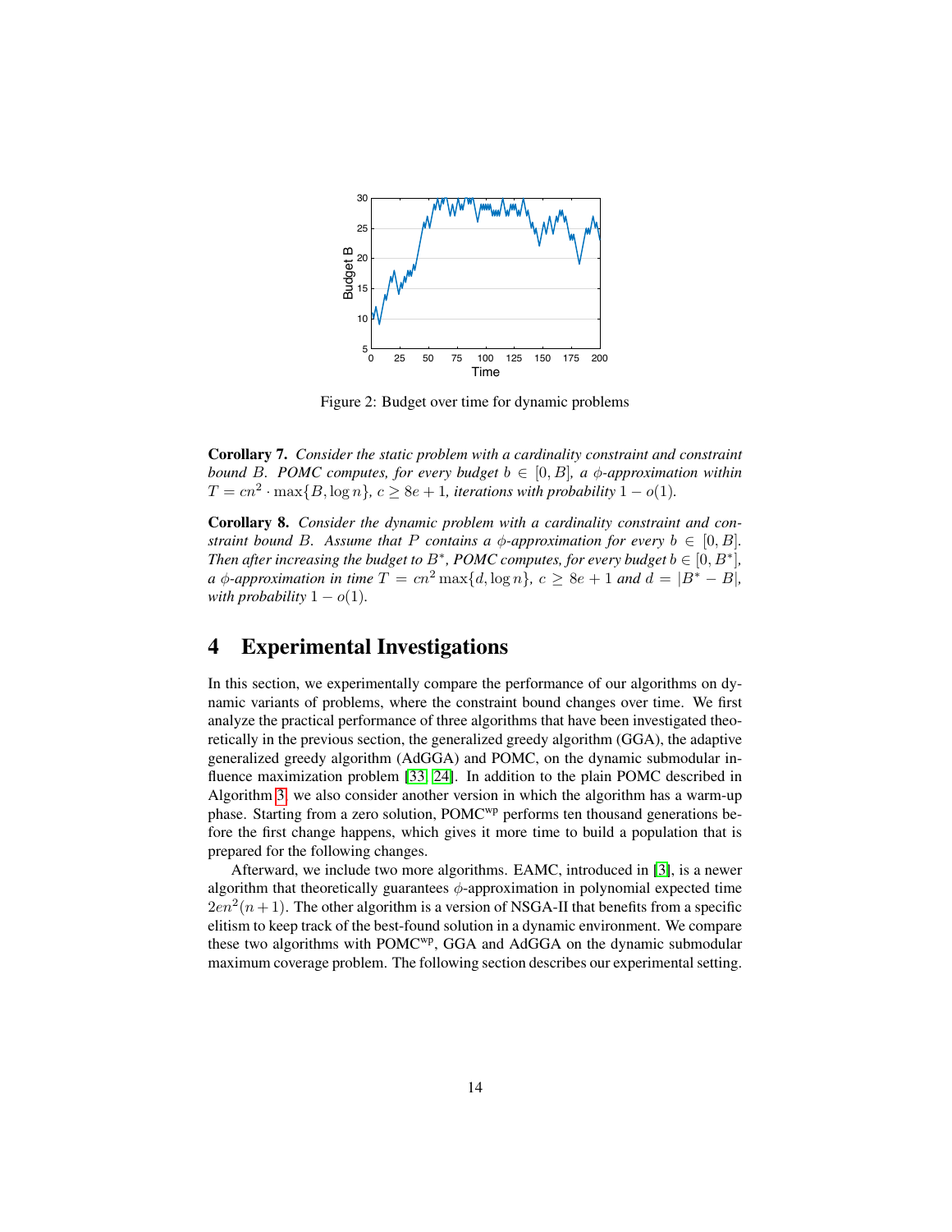Figure 2: Budget over time for dynamic problems

**Corollary 7.** *Consider the static problem with a cardinality constraint and constraint bound $B$. POMC computes, for every budget $b \in [0, B]$, a $\phi$-approximation within $T = cn^2 \cdot \max\{B, \log n\}$, $c \geq 8e + 1$, iterations with probability $1 - o(1)$.*

**Corollary 8.** *Consider the dynamic problem with a cardinality constraint and constraint bound $B$. Assume that $P$ contains a $\phi$-approximation for every $b \in [0, B]$. Then after increasing the budget to $B^*$, POMC computes, for every budget $b \in [0, B^*]$, a $\phi$-approximation in time $T = cn^2 \max\{d, \log n\}$, $c \geq 8e + 1$ and $d = |B^* - B|$, with probability $1 - o(1)$.*

# 4 Experimental Investigations

In this section, we experimentally compare the performance of our algorithms on dynamic variants of problems, where the constraint bound changes over time. We first analyze the practical performance of three algorithms that have been investigated theoretically in the previous section, the generalized greedy algorithm (GGA), the adaptive generalized greedy algorithm (AdGGA) and POMC, on the dynamic submodular influence maximization problem [33, 24]. In addition to the plain POMC described in Algorithm 3, we also consider another version in which the algorithm has a warm-up phase. Starting from a zero solution, POMC$^{\text{wp}}$ performs ten thousand generations before the first change happens, which gives it more time to build a population that is prepared for the following changes.

Afterward, we include two more algorithms. EAMC, introduced in [3], is a newer algorithm that theoretically guarantees $\phi$-approximation in polynomial expected time $2en^2(n+1)$. The other algorithm is a version of NSGA-II that benefits from a specific elitism to keep track of the best-found solution in a dynamic environment. We compare these two algorithms with POMC$^{\text{wp}}$, GGA and AdGGA on the dynamic submodular maximum coverage problem. The following section describes our experimental setting.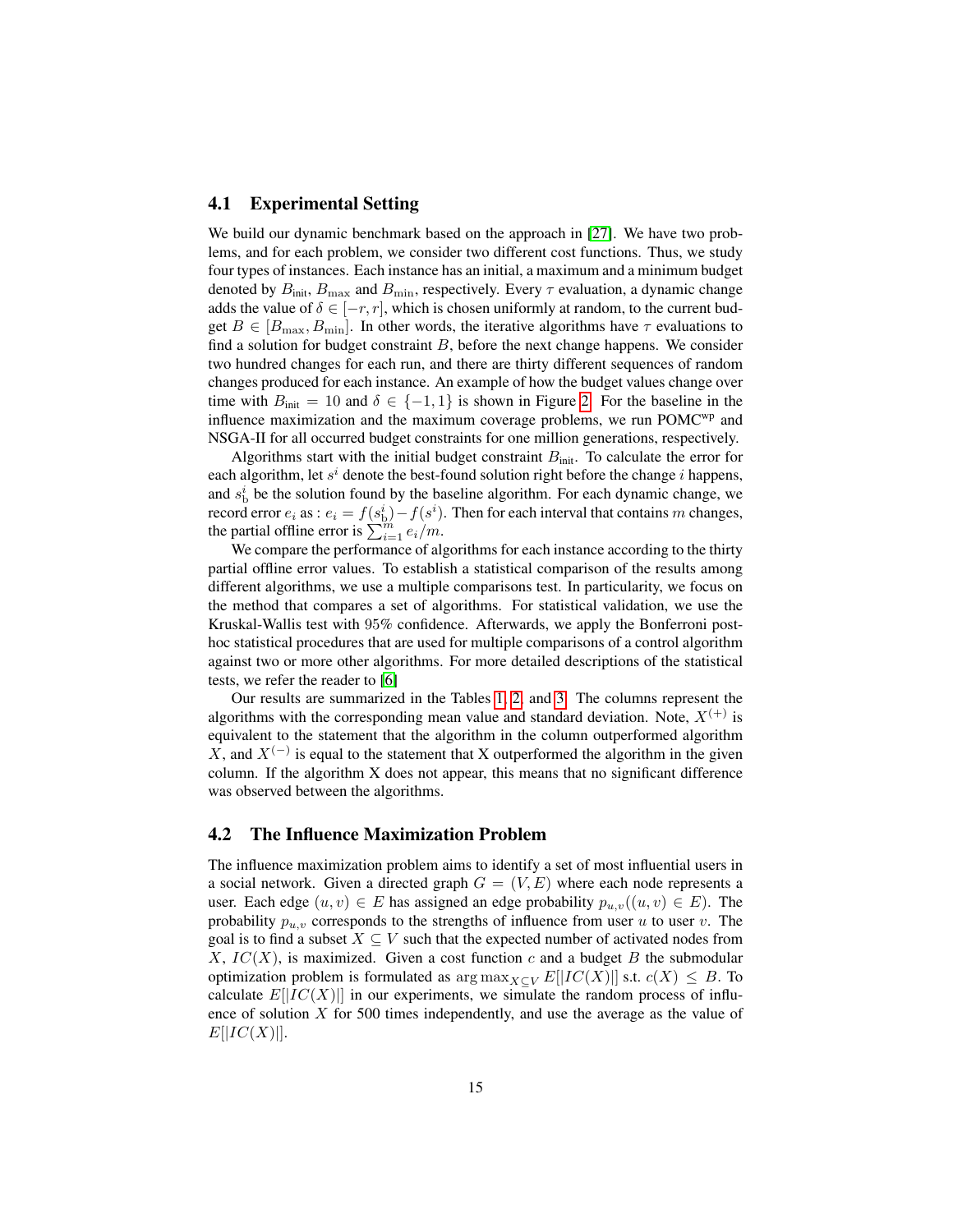### 4.1 Experimental Setting

We build our dynamic benchmark based on the approach in [27]. We have two problems, and for each problem, we consider two different cost functions. Thus, we study four types of instances. Each instance has an initial, a maximum and a minimum budget denoted by $B_{\text{init}}$, $B_{\max}$ and $B_{\min}$, respectively. Every $\tau$ evaluation, a dynamic change adds the value of $\delta \in [-r, r]$, which is chosen uniformly at random, to the current budget $B \in [B_{\max}, B_{\min}]$. In other words, the iterative algorithms have $\tau$ evaluations to find a solution for budget constraint $B$, before the next change happens. We consider two hundred changes for each run, and there are thirty different sequences of random changes produced for each instance. An example of how the budget values change over time with $B_{\text{init}} = 10$ and $\delta \in \{-1, 1\}$ is shown in Figure 2. For the baseline in the influence maximization and the maximum coverage problems, we run POMC$^{\text{wp}}$ and NSGA-II for all occurred budget constraints for one million generations, respectively.

Algorithms start with the initial budget constraint $B_{\text{init}}$. To calculate the error for each algorithm, let $s^i$ denote the best-found solution right before the change $i$ happens, and $s^i_{\text{b}}$ be the solution found by the baseline algorithm. For each dynamic change, we record error $e_i$ as : $e_i = f(s^i_{\text{b}}) - f(s^i)$. Then for each interval that contains $m$ changes, the partial offline error is $\sum_{i=1}^{m} e_i/m$.

We compare the performance of algorithms for each instance according to the thirty partial offline error values. To establish a statistical comparison of the results among different algorithms, we use a multiple comparisons test. In particularity, we focus on the method that compares a set of algorithms. For statistical validation, we use the Kruskal-Wallis test with 95% confidence. Afterwards, we apply the Bonferroni post-hoc statistical procedures that are used for multiple comparisons of a control algorithm against two or more other algorithms. For more detailed descriptions of the statistical tests, we refer the reader to [6]

Our results are summarized in the Tables 1, 2, and 3. The columns represent the algorithms with the corresponding mean value and standard deviation. Note, $X^{(+)}$ is equivalent to the statement that the algorithm in the column outperformed algorithm $X$, and $X^{(-)}$ is equal to the statement that X outperformed the algorithm in the given column. If the algorithm X does not appear, this means that no significant difference was observed between the algorithms.

### 4.2 The Influence Maximization Problem

The influence maximization problem aims to identify a set of most influential users in a social network. Given a directed graph $G = (V, E)$ where each node represents a user. Each edge $(u, v) \in E$ has assigned an edge probability $p_{u,v}((u, v) \in E)$. The probability $p_{u,v}$ corresponds to the strengths of influence from user $u$ to user $v$. The goal is to find a subset $X \subseteq V$ such that the expected number of activated nodes from $X$, $IC(X)$, is maximized. Given a cost function $c$ and a budget $B$ the submodular optimization problem is formulated as $\arg\max_{X \subseteq V} E[|IC(X)|]$ s.t. $c(X) \leq B$. To calculate $E[|IC(X)|]$ in our experiments, we simulate the random process of influence of solution $X$ for 500 times independently, and use the average as the value of $E[|IC(X)|]$.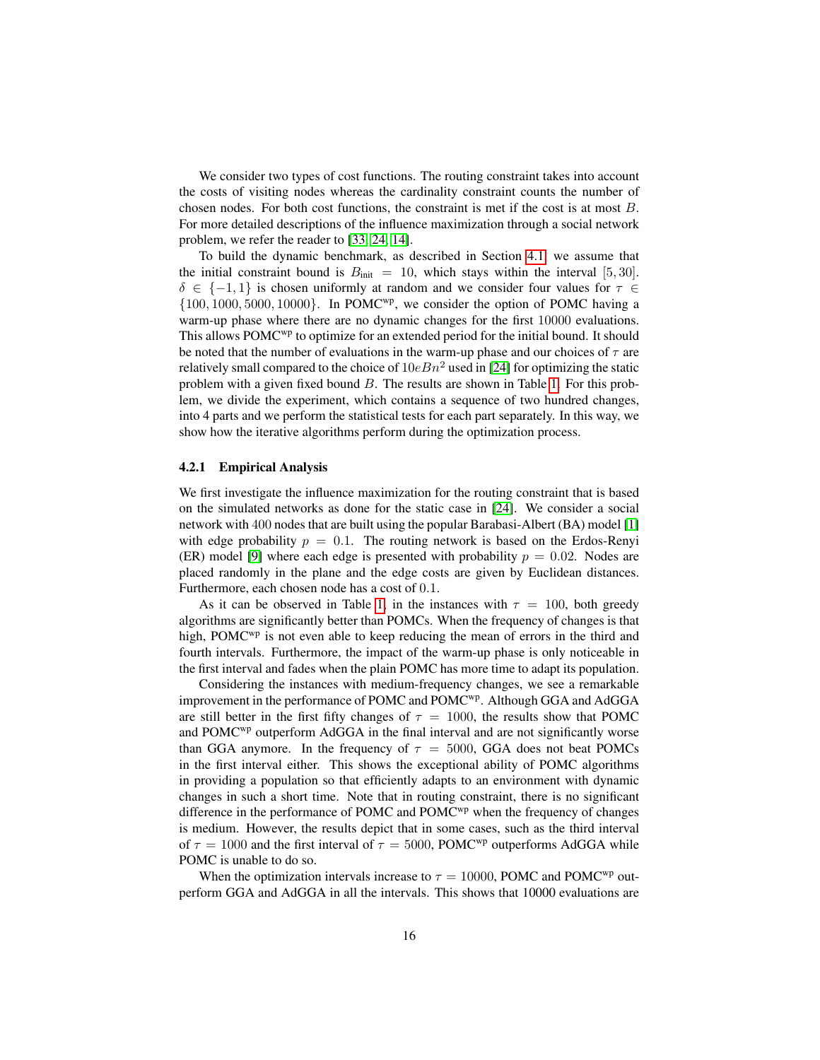We consider two types of cost functions. The routing constraint takes into account the costs of visiting nodes whereas the cardinality constraint counts the number of chosen nodes. For both cost functions, the constraint is met if the cost is at most $B$. For more detailed descriptions of the influence maximization through a social network problem, we refer the reader to [33, 24, 14].

To build the dynamic benchmark, as described in Section 4.1, we assume that the initial constraint bound is $B_{\text{init}} = 10$, which stays within the interval $[5, 30]$. $\delta \in \{-1, 1\}$ is chosen uniformly at random and we consider four values for $\tau \in \{100, 1000, 5000, 10000\}$. In POMC$^{\text{wp}}$, we consider the option of POMC having a warm-up phase where there are no dynamic changes for the first $10000$ evaluations. This allows POMC$^{\text{wp}}$ to optimize for an extended period for the initial bound. It should be noted that the number of evaluations in the warm-up phase and our choices of $\tau$ are relatively small compared to the choice of $10eBn^2$ used in [24] for optimizing the static problem with a given fixed bound $B$. The results are shown in Table 1. For this problem, we divide the experiment, which contains a sequence of two hundred changes, into 4 parts and we perform the statistical tests for each part separately. In this way, we show how the iterative algorithms perform during the optimization process.

#### 4.2.1 Empirical Analysis

We first investigate the influence maximization for the routing constraint that is based on the simulated networks as done for the static case in [24]. We consider a social network with $400$ nodes that are built using the popular Barabasi-Albert (BA) model [1] with edge probability $p = 0.1$. The routing network is based on the Erdos-Renyi (ER) model [9] where each edge is presented with probability $p = 0.02$. Nodes are placed randomly in the plane and the edge costs are given by Euclidean distances. Furthermore, each chosen node has a cost of $0.1$.

As it can be observed in Table 1, in the instances with $\tau = 100$, both greedy algorithms are significantly better than POMCs. When the frequency of changes is that high, POMC$^{\text{wp}}$ is not even able to keep reducing the mean of errors in the third and fourth intervals. Furthermore, the impact of the warm-up phase is only noticeable in the first interval and fades when the plain POMC has more time to adapt its population.

Considering the instances with medium-frequency changes, we see a remarkable improvement in the performance of POMC and POMC$^{\text{wp}}$. Although GGA and AdGGA are still better in the first fifty changes of $\tau = 1000$, the results show that POMC and POMC$^{\text{wp}}$ outperform AdGGA in the final interval and are not significantly worse than GGA anymore. In the frequency of $\tau = 5000$, GGA does not beat POMCs in the first interval either. This shows the exceptional ability of POMC algorithms in providing a population so that efficiently adapts to an environment with dynamic changes in such a short time. Note that in routing constraint, there is no significant difference in the performance of POMC and POMC$^{\text{wp}}$ when the frequency of changes is medium. However, the results depict that in some cases, such as the third interval of $\tau = 1000$ and the first interval of $\tau = 5000$, POMC$^{\text{wp}}$ outperforms AdGGA while POMC is unable to do so.

When the optimization intervals increase to $\tau = 10000$, POMC and POMC$^{\text{wp}}$ outperform GGA and AdGGA in all the intervals. This shows that 10000 evaluations are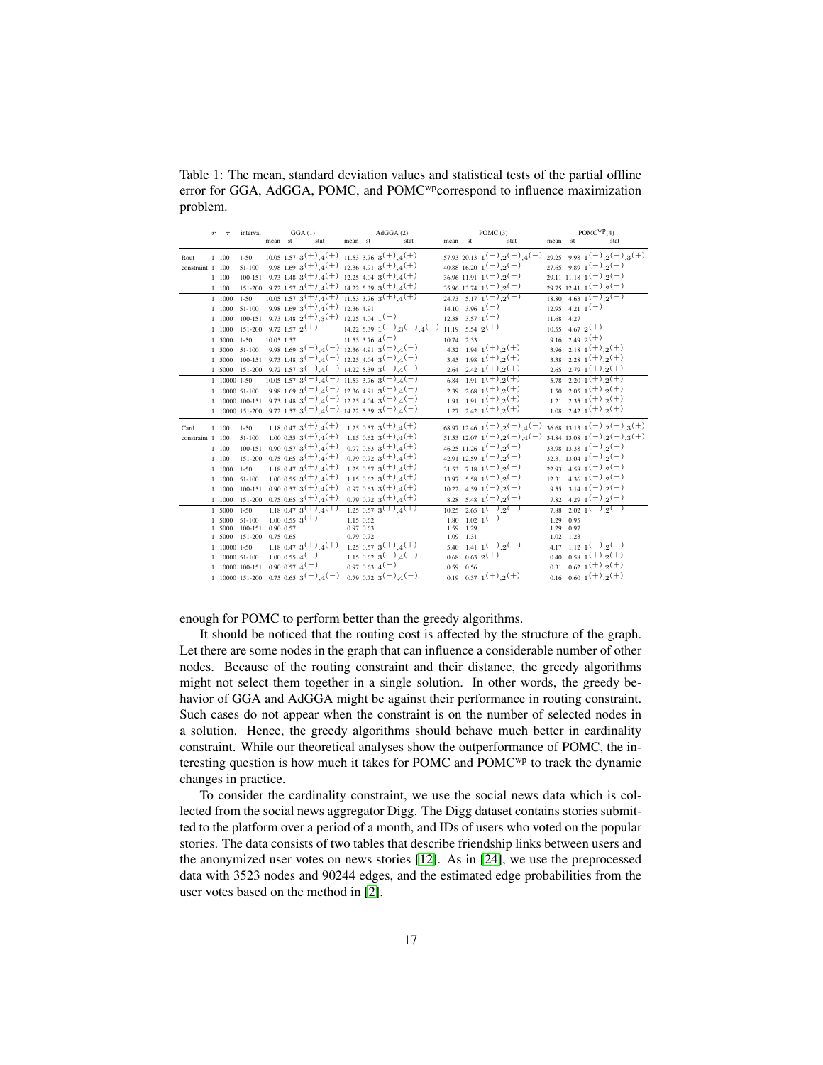Table 1: The mean, standard deviation values and statistical tests of the partial offline error for GGA, AdGGA, POMC, and POMCwpcorrespond to influence maximization problem.

| | $r$ | $\tau$ | interval | GGA (1) | | | AdGGA (2) | | | POMC (3) | | | POMC$^{\text{wp}}$(4) | | |
|---|---|---|---|---|---|---|---|---|---|---|---|---|---|---|---|
| | | | | mean | st | stat | mean | st | stat | mean | st | stat | mean | st | stat |
| Rout constraint | 1 | 100 | 1-50 | 10.05 | 1.57 | $3^{(+)},4^{(+)}$ | 11.53 | 3.76 | $3^{(+)},4^{(+)}$ | 57.93 | 20.13 | $1^{(-)},2^{(-)},4^{(-)}$ | 29.25 | 9.98 | $1^{(-)},2^{(-)},3^{(+)}$ |
| | 1 | 100 | 51-100 | 9.98 | 1.69 | $3^{(+)},4^{(+)}$ | 12.36 | 4.91 | $3^{(+)},4^{(+)}$ | 40.88 | 16.20 | $1^{(-)},2^{(-)}$ | 27.65 | 9.89 | $1^{(-)},2^{(-)}$ |
| | 1 | 100 | 100-151 | 9.73 | 1.48 | $3^{(+)},4^{(+)}$ | 12.25 | 4.04 | $3^{(+)},4^{(+)}$ | 36.96 | 11.91 | $1^{(-)},2^{(-)}$ | 29.11 | 11.18 | $1^{(-)},2^{(-)}$ |
| | 1 | 100 | 151-200 | 9.72 | 1.57 | $3^{(+)},4^{(+)}$ | 14.22 | 5.39 | $3^{(+)},4^{(+)}$ | 35.96 | 13.74 | $1^{(-)},2^{(-)}$ | 29.75 | 12.41 | $1^{(-)},2^{(-)}$ |
| | 1 | 1000 | 1-50 | 10.05 | 1.57 | $3^{(+)},4^{(+)}$ | 11.53 | 3.76 | $3^{(+)},4^{(+)}$ | 24.73 | 5.17 | $1^{(-)},2^{(-)}$ | 18.80 | 4.63 | $1^{(-)},2^{(-)}$ |
| | 1 | 1000 | 51-100 | 9.98 | 1.69 | $3^{(+)},4^{(+)}$ | 12.36 | 4.91 | | 14.10 | 3.96 | $1^{(-)}$ | 12.95 | 4.21 | $1^{(-)}$ |
| | 1 | 1000 | 100-151 | 9.73 | 1.48 | $2^{(+)},3^{(+)}$ | 12.25 | 4.04 | $1^{(-)}$ | 12.38 | 3.57 | $1^{(-)}$ | 11.68 | 4.27 | |
| | 1 | 1000 | 151-200 | 9.72 | 1.57 | $2^{(+)}$ | 14.22 | 5.39 | $1^{(-)},3^{(-)},4^{(-)}$ | 11.19 | 5.54 | $2^{(+)}$ | 10.55 | 4.67 | $2^{(+)}$ |
| | 1 | 5000 | 1-50 | 10.05 | 1.57 | | 11.53 | 3.76 | $4^{(-)}$ | 10.74 | 2.33 | | 9.16 | 2.49 | $2^{(+)}$ |
| | 1 | 5000 | 51-100 | 9.98 | 1.69 | $3^{(-)},4^{(-)}$ | 12.36 | 4.91 | $3^{(-)},4^{(-)}$ | 4.32 | 1.94 | $1^{(+)},2^{(+)}$ | 3.96 | 2.18 | $1^{(+)},2^{(+)}$ |
| | 1 | 5000 | 100-151 | 9.73 | 1.48 | $3^{(-)},4^{(-)}$ | 12.25 | 4.04 | $3^{(-)},4^{(-)}$ | 3.45 | 1.98 | $1^{(+)},2^{(+)}$ | 3.38 | 2.28 | $1^{(+)},2^{(+)}$ |
| | 1 | 5000 | 151-200 | 9.72 | 1.57 | $3^{(-)},4^{(-)}$ | 14.22 | 5.39 | $3^{(-)},4^{(-)}$ | 2.64 | 2.42 | $1^{(+)},2^{(+)}$ | 2.65 | 2.79 | $1^{(+)},2^{(+)}$ |
| | 1 | 10000 | 1-50 | 10.05 | 1.57 | $3^{(-)},4^{(-)}$ | 11.53 | 3.76 | $3^{(-)},4^{(-)}$ | 6.84 | 1.91 | $1^{(+)},2^{(+)}$ | 5.78 | 2.20 | $1^{(+)},2^{(+)}$ |
| | 1 | 10000 | 51-100 | 9.98 | 1.69 | $3^{(-)},4^{(-)}$ | 12.36 | 4.91 | $3^{(-)},4^{(-)}$ | 2.39 | 2.68 | $1^{(+)},2^{(+)}$ | 1.50 | 2.05 | $1^{(+)},2^{(+)}$ |
| | 1 | 10000 | 100-151 | 9.73 | 1.48 | $3^{(-)},4^{(-)}$ | 12.25 | 4.04 | $3^{(-)},4^{(-)}$ | 1.91 | 1.91 | $1^{(+)},2^{(+)}$ | 1.21 | 2.35 | $1^{(+)},2^{(+)}$ |
| | 1 | 10000 | 151-200 | 9.72 | 1.57 | $3^{(-)},4^{(-)}$ | 14.22 | 5.39 | $3^{(-)},4^{(-)}$ | 1.27 | 2.42 | $1^{(+)},2^{(+)}$ | 1.08 | 2.42 | $1^{(+)},2^{(+)}$ |
| Card constraint | 1 | 100 | 1-50 | 1.18 | 0.47 | $3^{(+)},4^{(+)}$ | 1.25 | 0.57 | $3^{(+)},4^{(+)}$ | 68.97 | 12.46 | $1^{(-)},2^{(-)},4^{(-)}$ | 36.68 | 13.13 | $1^{(-)},2^{(-)},3^{(+)}$ |
| | 1 | 100 | 51-100 | 1.00 | 0.55 | $3^{(+)},4^{(+)}$ | 1.15 | 0.62 | $3^{(+)},4^{(+)}$ | 51.53 | 12.07 | $1^{(-)},2^{(-)},4^{(-)}$ | 34.84 | 13.08 | $1^{(-)},2^{(-)},3^{(+)}$ |
| | 1 | 100 | 100-151 | 0.90 | 0.57 | $3^{(+)},4^{(+)}$ | 0.97 | 0.63 | $3^{(+)},4^{(+)}$ | 46.25 | 11.26 | $1^{(-)},2^{(-)}$ | 33.98 | 13.38 | $1^{(-)},2^{(-)}$ |
| | 1 | 100 | 151-200 | 0.75 | 0.65 | $3^{(+)},4^{(+)}$ | 0.79 | 0.72 | $3^{(+)},4^{(+)}$ | 42.91 | 12.59 | $1^{(-)},2^{(-)}$ | 32.31 | 13.04 | $1^{(-)},2^{(-)}$ |
| | 1 | 1000 | 1-50 | 1.18 | 0.47 | $3^{(+)},4^{(+)}$ | 1.25 | 0.57 | $3^{(+)},4^{(+)}$ | 31.53 | 7.18 | $1^{(-)},2^{(-)}$ | 22.93 | 4.58 | $1^{(-)},2^{(-)}$ |
| | 1 | 1000 | 51-100 | 1.00 | 0.55 | $3^{(+)},4^{(+)}$ | 1.15 | 0.62 | $3^{(+)},4^{(+)}$ | 13.97 | 5.58 | $1^{(-)},2^{(-)}$ | 12.31 | 4.36 | $1^{(-)},2^{(-)}$ |
| | 1 | 1000 | 100-151 | 0.90 | 0.57 | $3^{(+)},4^{(+)}$ | 0.97 | 0.63 | $3^{(+)},4^{(+)}$ | 10.22 | 4.59 | $1^{(-)},2^{(-)}$ | 9.55 | 3.14 | $1^{(-)},2^{(-)}$ |
| | 1 | 1000 | 151-200 | 0.75 | 0.65 | $3^{(+)},4^{(+)}$ | 0.79 | 0.72 | $3^{(+)},4^{(+)}$ | 8.28 | 5.48 | $1^{(-)},2^{(-)}$ | 7.82 | 4.29 | $1^{(-)},2^{(-)}$ |
| | 1 | 5000 | 1-50 | 1.18 | 0.47 | $3^{(+)},4^{(+)}$ | 1.25 | 0.57 | $3^{(+)},4^{(+)}$ | 10.25 | 2.65 | $1^{(-)},2^{(-)}$ | 7.88 | 2.02 | $1^{(-)},2^{(-)}$ |
| | 1 | 5000 | 51-100 | 1.00 | 0.55 | $3^{(+)}$ | 1.15 | 0.62 | | 1.80 | 1.02 | $1^{(-)}$ | 1.29 | 0.95 | |
| | 1 | 5000 | 100-151 | 0.90 | 0.57 | | 0.97 | 0.63 | | 1.59 | 1.29 | | 1.29 | 0.97 | |
| | 1 | 5000 | 151-200 | 0.75 | 0.65 | | 0.79 | 0.72 | | 1.09 | 1.31 | | 1.02 | 1.23 | |
| | 1 | 10000 | 1-50 | 1.18 | 0.47 | $3^{(+)},4^{(+)}$ | 1.25 | 0.57 | $3^{(+)},4^{(+)}$ | 5.40 | 1.41 | $1^{(-)},2^{(-)}$ | 4.17 | 1.12 | $1^{(-)},2^{(-)}$ |
| | 1 | 10000 | 51-100 | 1.00 | 0.55 | $4^{(-)}$ | 1.15 | 0.62 | $3^{(-)},4^{(-)}$ | 0.68 | 0.63 | $2^{(+)}$ | 0.40 | 0.58 | $1^{(+)},2^{(+)}$ |
| | 1 | 10000 | 100-151 | 0.90 | 0.57 | $4^{(-)}$ | 0.97 | 0.63 | $4^{(-)}$ | 0.59 | 0.56 | | 0.31 | 0.62 | $1^{(+)},2^{(+)}$ |
| | 1 | 10000 | 151-200 | 0.75 | 0.65 | $3^{(-)},4^{(-)}$ | 0.79 | 0.72 | $3^{(-)},4^{(-)}$ | 0.19 | 0.37 | $1^{(+)},2^{(+)}$ | 0.16 | 0.60 | $1^{(+)},2^{(+)}$ |

enough for POMC to perform better than the greedy algorithms.

It should be noticed that the routing cost is affected by the structure of the graph. Let there are some nodes in the graph that can influence a considerable number of other nodes. Because of the routing constraint and their distance, the greedy algorithms might not select them together in a single solution. In other words, the greedy behavior of GGA and AdGGA might be against their performance in routing constraint. Such cases do not appear when the constraint is on the number of selected nodes in a solution. Hence, the greedy algorithms should behave much better in cardinality constraint. While our theoretical analyses show the outperformance of POMC, the interesting question is how much it takes for POMC and POMCwp to track the dynamic changes in practice.

To consider the cardinality constraint, we use the social news data which is collected from the social news aggregator Digg. The Digg dataset contains stories submitted to the platform over a period of a month, and IDs of users who voted on the popular stories. The data consists of two tables that describe friendship links between users and the anonymized user votes on news stories [12]. As in [24], we use the preprocessed data with 3523 nodes and 90244 edges, and the estimated edge probabilities from the user votes based on the method in [2].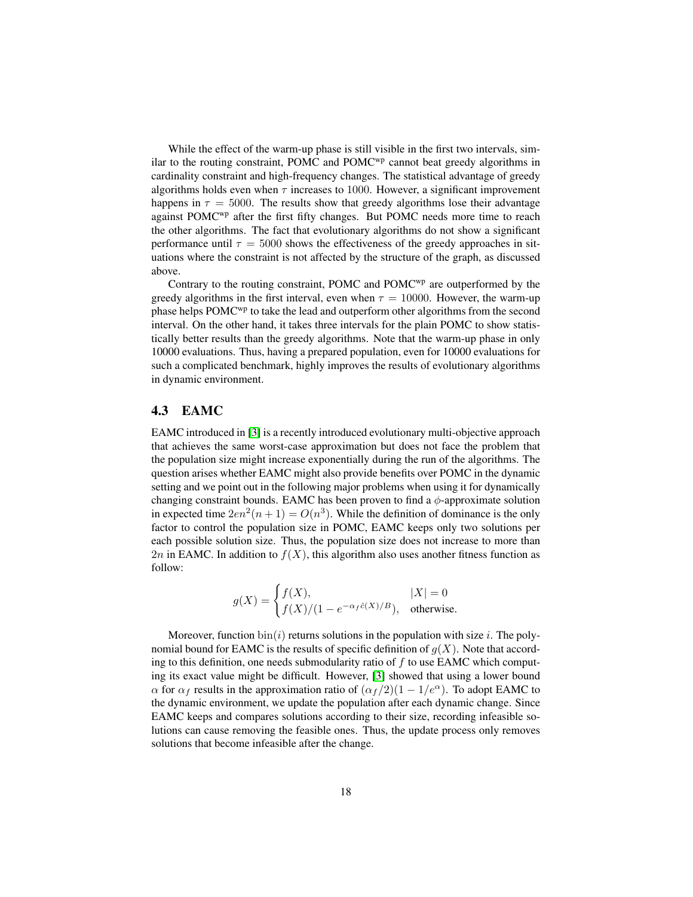While the effect of the warm-up phase is still visible in the first two intervals, similar to the routing constraint, POMC and POMC$^{\text{wp}}$ cannot beat greedy algorithms in cardinality constraint and high-frequency changes. The statistical advantage of greedy algorithms holds even when $\tau$ increases to $1000$. However, a significant improvement happens in $\tau = 5000$. The results show that greedy algorithms lose their advantage against POMC$^{\text{wp}}$ after the first fifty changes. But POMC needs more time to reach the other algorithms. The fact that evolutionary algorithms do not show a significant performance until $\tau = 5000$ shows the effectiveness of the greedy approaches in situations where the constraint is not affected by the structure of the graph, as discussed above.

Contrary to the routing constraint, POMC and POMC$^{\text{wp}}$ are outperformed by the greedy algorithms in the first interval, even when $\tau = 10000$. However, the warm-up phase helps POMC$^{\text{wp}}$ to take the lead and outperform other algorithms from the second interval. On the other hand, it takes three intervals for the plain POMC to show statistically better results than the greedy algorithms. Note that the warm-up phase in only 10000 evaluations. Thus, having a prepared population, even for 10000 evaluations for such a complicated benchmark, highly improves the results of evolutionary algorithms in dynamic environment.

### 4.3 EAMC

EAMC introduced in [3] is a recently introduced evolutionary multi-objective approach that achieves the same worst-case approximation but does not face the problem that the population size might increase exponentially during the run of the algorithms. The question arises whether EAMC might also provide benefits over POMC in the dynamic setting and we point out in the following major problems when using it for dynamically changing constraint bounds. EAMC has been proven to find a $\phi$-approximate solution in expected time $2en^2(n+1) = O(n^3)$. While the definition of dominance is the only factor to control the population size in POMC, EAMC keeps only two solutions per each possible solution size. Thus, the population size does not increase to more than $2n$ in EAMC. In addition to $f(X)$, this algorithm also uses another fitness function as follow:

$$g(X) = \begin{cases} f(X), & |X| = 0 \\ f(X)/(1 - e^{-\alpha_f \hat{c}(X)/B}), & \text{otherwise.} \end{cases}$$

Moreover, function $\text{bin}(i)$ returns solutions in the population with size $i$. The polynomial bound for EAMC is the results of specific definition of $g(X)$. Note that according to this definition, one needs submodularity ratio of $f$ to use EAMC which computing its exact value might be difficult. However, [3] showed that using a lower bound $\alpha$ for $\alpha_f$ results in the approximation ratio of $(\alpha_f/2)(1 - 1/e^{\alpha})$. To adopt EAMC to the dynamic environment, we update the population after each dynamic change. Since EAMC keeps and compares solutions according to their size, recording infeasible solutions can cause removing the feasible ones. Thus, the update process only removes solutions that become infeasible after the change.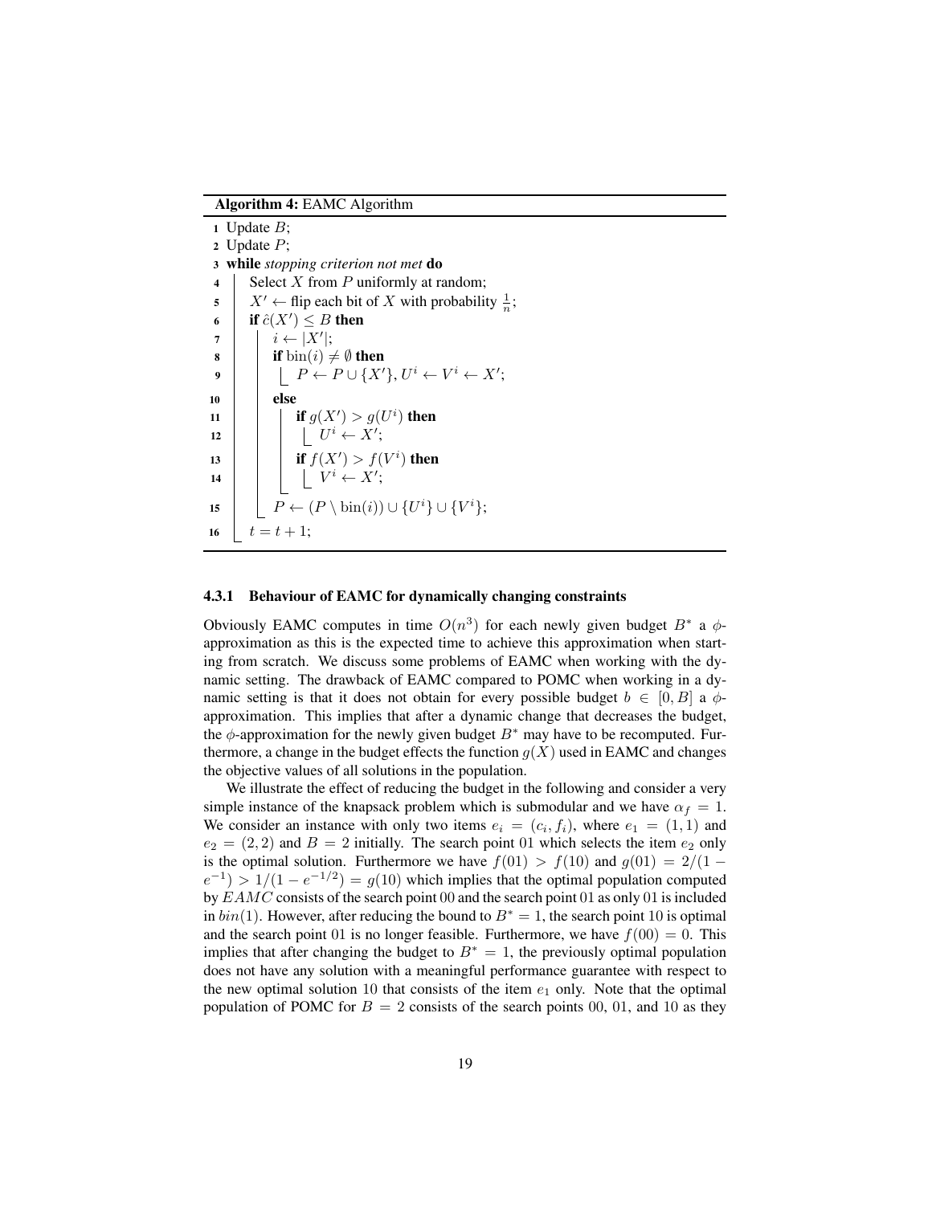**Algorithm 4:** EAMC Algorithm

```
1  Update B;
2  Update P;
3  while stopping criterion not met do
4      Select X from P uniformly at random;
5      X' ← flip each bit of X with probability 1/n;
6      if ĉ(X') ≤ B then
7          i ← |X'|;
8          if bin(i) ≠ ∅ then
9              P ← P ∪ {X'}, U^i ← V^i ← X';
10         else
11             if g(X') > g(U^i) then
12                 U^i ← X';
13             if f(X') > f(V^i) then
14                 V^i ← X';
15             P ← (P \ bin(i)) ∪ {U^i} ∪ {V^i};
16     t = t + 1;
```

### 4.3.1 Behaviour of EAMC for dynamically changing constraints

Obviously EAMC computes in time $O(n^3)$ for each newly given budget $B^*$ a $\phi$-approximation as this is the expected time to achieve this approximation when starting from scratch. We discuss some problems of EAMC when working with the dynamic setting. The drawback of EAMC compared to POMC when working in a dynamic setting is that it does not obtain for every possible budget $b \in [0, B]$ a $\phi$-approximation. This implies that after a dynamic change that decreases the budget, the $\phi$-approximation for the newly given budget $B^*$ may have to be recomputed. Furthermore, a change in the budget effects the function $g(X)$ used in EAMC and changes the objective values of all solutions in the population.

We illustrate the effect of reducing the budget in the following and consider a very simple instance of the knapsack problem which is submodular and we have $\alpha_f = 1$. We consider an instance with only two items $e_i = (c_i, f_i)$, where $e_1 = (1, 1)$ and $e_2 = (2, 2)$ and $B = 2$ initially. The search point 01 which selects the item $e_2$ only is the optimal solution. Furthermore we have $f(01) > f(10)$ and $g(01) = 2/(1 - e^{-1}) > 1/(1 - e^{-1/2}) = g(10)$ which implies that the optimal population computed by $EAMC$ consists of the search point 00 and the search point 01 as only 01 is included in $bin(1)$. However, after reducing the bound to $B^* = 1$, the search point 10 is optimal and the search point 01 is no longer feasible. Furthermore, we have $f(00) = 0$. This implies that after changing the budget to $B^* = 1$, the previously optimal population does not have any solution with a meaningful performance guarantee with respect to the new optimal solution 10 that consists of the item $e_1$ only. Note that the optimal population of POMC for $B = 2$ consists of the search points 00, 01, and 10 as they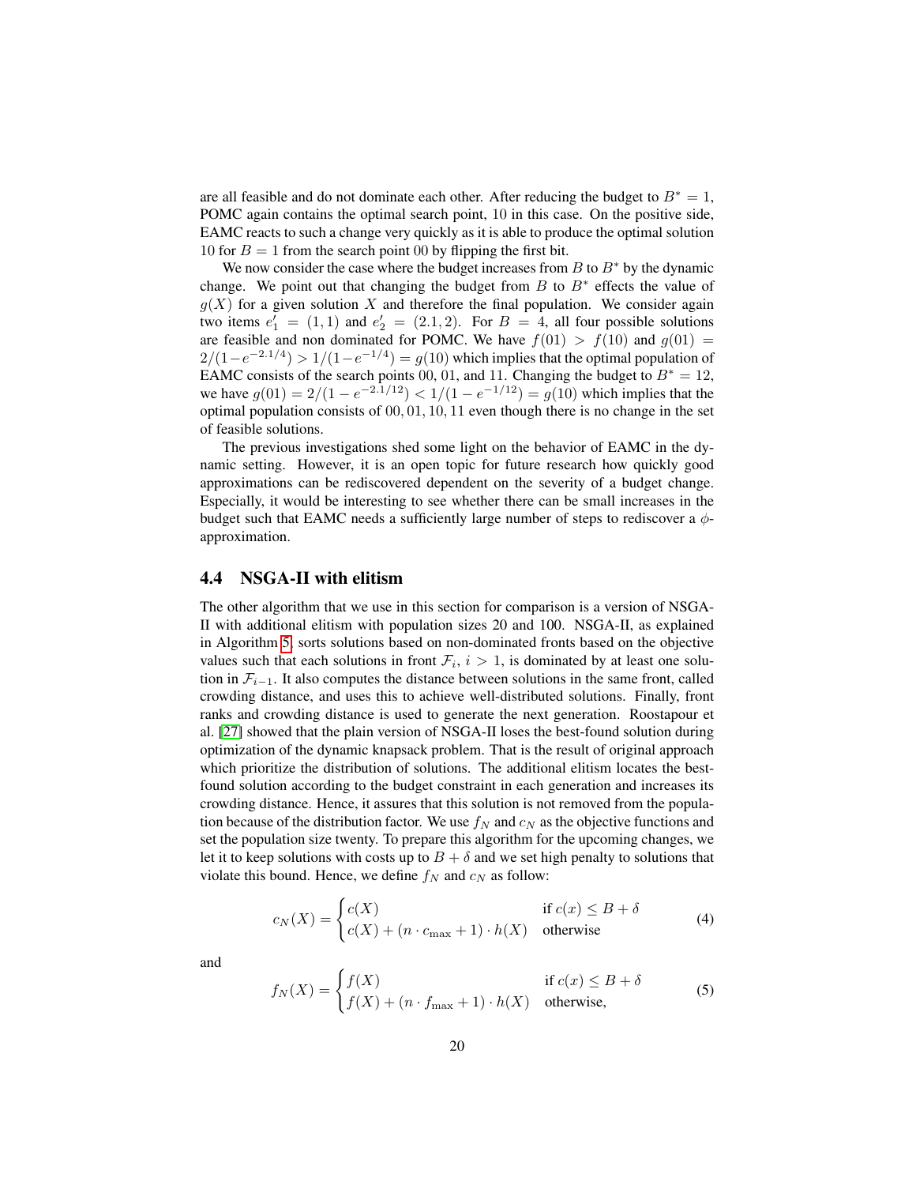are all feasible and do not dominate each other. After reducing the budget to $B^* = 1$, POMC again contains the optimal search point, 10 in this case. On the positive side, EAMC reacts to such a change very quickly as it is able to produce the optimal solution 10 for $B = 1$ from the search point 00 by flipping the first bit.

We now consider the case where the budget increases from $B$ to $B^*$ by the dynamic change. We point out that changing the budget from $B$ to $B^*$ effects the value of $g(X)$ for a given solution $X$ and therefore the final population. We consider again two items $e'_1 = (1, 1)$ and $e'_2 = (2.1, 2)$. For $B = 4$, all four possible solutions are feasible and non dominated for POMC. We have $f(01) > f(10)$ and $g(01) = 2/(1-e^{-2.1/4}) > 1/(1-e^{-1/4}) = g(10)$ which implies that the optimal population of EAMC consists of the search points 00, 01, and 11. Changing the budget to $B^* = 12$, we have $g(01) = 2/(1 - e^{-2.1/12}) < 1/(1 - e^{-1/12}) = g(10)$ which implies that the optimal population consists of 00, 01, 10, 11 even though there is no change in the set of feasible solutions.

The previous investigations shed some light on the behavior of EAMC in the dynamic setting. However, it is an open topic for future research how quickly good approximations can be rediscovered dependent on the severity of a budget change. Especially, it would be interesting to see whether there can be small increases in the budget such that EAMC needs a sufficiently large number of steps to rediscover a $\phi$-approximation.

### 4.4 NSGA-II with elitism

The other algorithm that we use in this section for comparison is a version of NSGA-II with additional elitism with population sizes 20 and 100. NSGA-II, as explained in Algorithm 5, sorts solutions based on non-dominated fronts based on the objective values such that each solutions in front $\mathcal{F}_i$, $i > 1$, is dominated by at least one solution in $\mathcal{F}_{i-1}$. It also computes the distance between solutions in the same front, called crowding distance, and uses this to achieve well-distributed solutions. Finally, front ranks and crowding distance is used to generate the next generation. Roostapour et al. [27] showed that the plain version of NSGA-II loses the best-found solution during optimization of the dynamic knapsack problem. That is the result of original approach which prioritize the distribution of solutions. The additional elitism locates the best-found solution according to the budget constraint in each generation and increases its crowding distance. Hence, it assures that this solution is not removed from the population because of the distribution factor. We use $f_N$ and $c_N$ as the objective functions and set the population size twenty. To prepare this algorithm for the upcoming changes, we let it to keep solutions with costs up to $B + \delta$ and we set high penalty to solutions that violate this bound. Hence, we define $f_N$ and $c_N$ as follow:

$$c_N(X) = \begin{cases} c(X) & \text{if } c(x) \leq B + \delta \\ c(X) + (n \cdot c_{\max} + 1) \cdot h(X) & \text{otherwise} \end{cases} \tag{4}$$

and

$$f_N(X) = \begin{cases} f(X) & \text{if } c(x) \leq B + \delta \\ f(X) + (n \cdot f_{\max} + 1) \cdot h(X) & \text{otherwise,} \end{cases} \tag{5}$$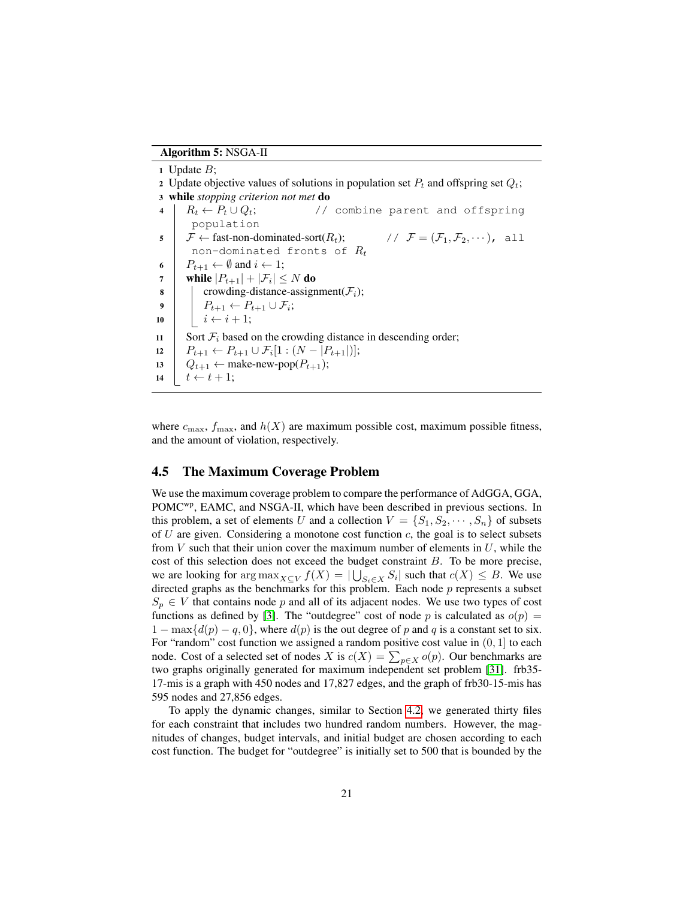**Algorithm 5:** NSGA-II

```
1  Update B;
2  Update objective values of solutions in population set P_t and offspring set Q_t;
3  while stopping criterion not met do
4      R_t ← P_t ∪ Q_t;              // combine parent and offspring population
5      F ← fast-non-dominated-sort(R_t);     // F = (F_1, F_2, ...), all non-dominated fronts of R_t
6      P_{t+1} ← ∅ and i ← 1;
7      while |P_{t+1}| + |F_i| ≤ N do
8          crowding-distance-assignment(F_i);
9          P_{t+1} ← P_{t+1} ∪ F_i;
10         i ← i + 1;
11     Sort F_i based on the crowding distance in descending order;
12     P_{t+1} ← P_{t+1} ∪ F_i[1 : (N − |P_{t+1}|)];
13     Q_{t+1} ← make-new-pop(P_{t+1});
14     t ← t + 1;
```

where $c_{\max}$, $f_{\max}$, and $h(X)$ are maximum possible cost, maximum possible fitness, and the amount of violation, respectively.

### 4.5 The Maximum Coverage Problem

We use the maximum coverage problem to compare the performance of AdGGA, GGA, POMC$^{\text{wp}}$, EAMC, and NSGA-II, which have been described in previous sections. In this problem, a set of elements $U$ and a collection $V = \{S_1, S_2, \cdots, S_n\}$ of subsets of $U$ are given. Considering a monotone cost function $c$, the goal is to select subsets from $V$ such that their union cover the maximum number of elements in $U$, while the cost of this selection does not exceed the budget constraint $B$. To be more precise, we are looking for $\arg\max_{X \subseteq V} f(X) = |\bigcup_{S_i \in X} S_i|$ such that $c(X) \leq B$. We use directed graphs as the benchmarks for this problem. Each node $p$ represents a subset $S_p \in V$ that contains node $p$ and all of its adjacent nodes. We use two types of cost functions as defined by [3]. The "outdegree" cost of node $p$ is calculated as $o(p) = 1 - \max\{d(p) - q, 0\}$, where $d(p)$ is the out degree of $p$ and $q$ is a constant set to six. For "random" cost function we assigned a random positive cost value in $(0, 1]$ to each node. Cost of a selected set of nodes $X$ is $c(X) = \sum_{p \in X} o(p)$. Our benchmarks are two graphs originally generated for maximum independent set problem [31]. frb35-17-mis is a graph with 450 nodes and 17,827 edges, and the graph of frb30-15-mis has 595 nodes and 27,856 edges.

To apply the dynamic changes, similar to Section 4.2, we generated thirty files for each constraint that includes two hundred random numbers. However, the magnitudes of changes, budget intervals, and initial budget are chosen according to each cost function. The budget for "outdegree" is initially set to 500 that is bounded by the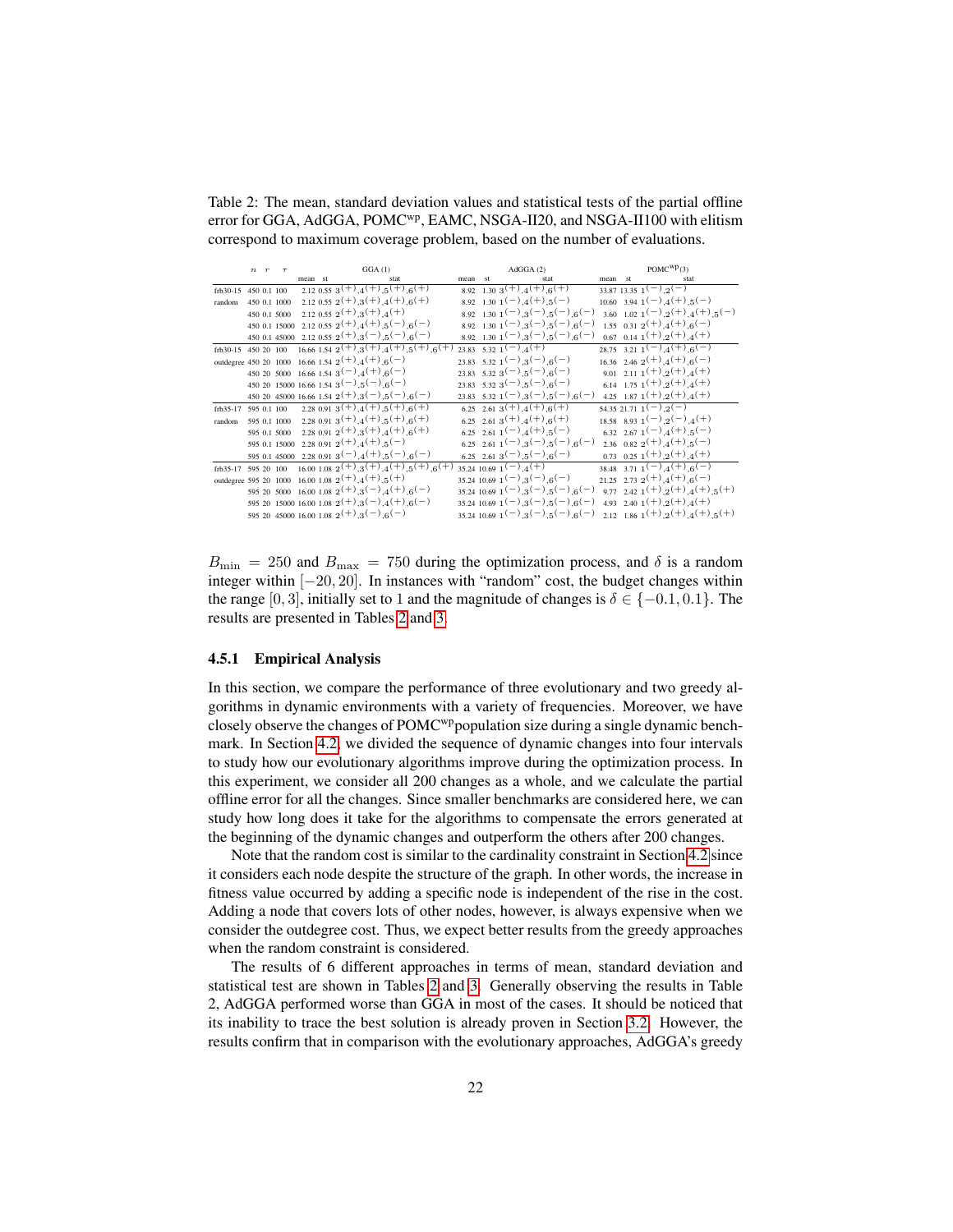Table 2: The mean, standard deviation values and statistical tests of the partial offline error for GGA, AdGGA, POMC$^{\text{wp}}$, EAMC, NSGA-II20, and NSGA-II100 with elitism correspond to maximum coverage problem, based on the number of evaluations.

| | $n$ | $r$ | $\tau$ | GGA (1) | | | AdGGA (2) | | | POMC$^{\text{wp}}$(3) | | |
|---|---|---|---|---|---|---|---|---|---|---|---|---|
| | | | | mean | st | stat | mean | st | stat | mean | st | stat |
| frb30-15 | 450 | 0.1 | 100 | 2.12 | 0.55 | $3^{(+)},4^{(+)},5^{(+)},6^{(+)}$ | 8.92 | 1.30 | $3^{(+)},4^{(+)},6^{(+)}$ | 33.87 | 13.35 | $1^{(-)},2^{(-)}$ |
| random | 450 | 0.1 | 1000 | 2.12 | 0.55 | $2^{(+)},3^{(+)},4^{(+)},6^{(+)}$ | 8.92 | 1.30 | $1^{(-)},4^{(+)},5^{(-)}$ | 10.60 | 3.94 | $1^{(-)},4^{(+)},5^{(-)}$ |
| | 450 | 0.1 | 5000 | 2.12 | 0.55 | $2^{(+)},3^{(+)},4^{(+)}$ | 8.92 | 1.30 | $1^{(-)},3^{(-)},5^{(-)},6^{(-)}$ | 3.60 | 1.02 | $1^{(-)},2^{(+)},4^{(+)},5^{(-)}$ |
| | 450 | 0.1 | 15000 | 2.12 | 0.55 | $2^{(+)},4^{(+)},5^{(-)},6^{(-)}$ | 8.92 | 1.30 | $1^{(-)},3^{(-)},5^{(-)},6^{(-)}$ | 1.55 | 0.31 | $2^{(+)},4^{(+)},6^{(-)}$ |
| | 450 | 0.1 | 45000 | 2.12 | 0.55 | $2^{(+)},3^{(-)},5^{(-)},6^{(-)}$ | 8.92 | 1.30 | $1^{(-)},3^{(-)},5^{(-)},6^{(-)}$ | 0.67 | 0.14 | $1^{(+)},2^{(+)},4^{(+)}$ |
| frb30-15 | 450 | 20 | 100 | 16.66 | 1.54 | $2^{(+)},3^{(+)},4^{(+)},5^{(+)},6^{(+)}$ | 23.83 | 5.32 | $1^{(-)},4^{(+)}$ | 28.75 | 3.21 | $1^{(-)},4^{(+)},6^{(-)}$ |
| outdegree | 450 | 20 | 1000 | 16.66 | 1.54 | $2^{(+)},4^{(+)},6^{(-)}$ | 23.83 | 5.32 | $1^{(-)},3^{(-)},6^{(-)}$ | 16.36 | 2.46 | $2^{(+)},4^{(+)},6^{(-)}$ |
| | 450 | 20 | 5000 | 16.66 | 1.54 | $3^{(-)},4^{(+)},6^{(-)}$ | 23.83 | 5.32 | $3^{(-)},5^{(-)},6^{(-)}$ | 9.01 | 2.11 | $1^{(+)},2^{(+)},4^{(+)}$ |
| | 450 | 20 | 15000 | 16.66 | 1.54 | $3^{(-)},5^{(-)},6^{(-)}$ | 23.83 | 5.32 | $3^{(-)},5^{(-)},6^{(-)}$ | 6.14 | 1.75 | $1^{(+)},2^{(+)},4^{(+)}$ |
| | 450 | 20 | 45000 | 16.66 | 1.54 | $2^{(+)},3^{(-)},5^{(-)},6^{(-)}$ | 23.83 | 5.32 | $1^{(-)},3^{(-)},5^{(-)},6^{(-)}$ | 4.25 | 1.87 | $1^{(+)},2^{(+)},4^{(+)}$ |
| frb35-17 | 595 | 0.1 | 100 | 2.28 | 0.91 | $3^{(+)},4^{(+)},5^{(+)},6^{(+)}$ | 6.25 | 2.61 | $3^{(+)},4^{(+)},6^{(+)}$ | 54.35 | 21.71 | $1^{(-)},2^{(-)}$ |
| random | 595 | 0.1 | 1000 | 2.28 | 0.91 | $3^{(+)},4^{(+)},5^{(+)},6^{(+)}$ | 6.25 | 2.61 | $3^{(+)},4^{(+)},6^{(+)}$ | 18.58 | 8.93 | $1^{(-)},2^{(-)},4^{(+)}$ |
| | 595 | 0.1 | 5000 | 2.28 | 0.91 | $2^{(+)},3^{(+)},4^{(+)},6^{(+)}$ | 6.25 | 2.61 | $1^{(-)},4^{(+)},5^{(-)}$ | 6.32 | 2.67 | $1^{(-)},4^{(+)},5^{(-)}$ |
| | 595 | 0.1 | 15000 | 2.28 | 0.91 | $2^{(+)},4^{(+)},5^{(-)}$ | 6.25 | 2.61 | $1^{(-)},3^{(-)},5^{(-)},6^{(-)}$ | 2.36 | 0.82 | $2^{(+)},4^{(+)},5^{(-)}$ |
| | 595 | 0.1 | 45000 | 2.28 | 0.91 | $3^{(-)},4^{(+)},5^{(-)},6^{(-)}$ | 6.25 | 2.61 | $3^{(-)},5^{(-)},6^{(-)}$ | 0.73 | 0.25 | $1^{(+)},2^{(+)},4^{(+)}$ |
| frb35-17 | 595 | 20 | 100 | 16.00 | 1.08 | $2^{(+)},3^{(+)},4^{(+)},5^{(+)},6^{(+)}$ | 35.24 | 10.69 | $1^{(-)},4^{(+)}$ | 38.48 | 3.71 | $1^{(-)},4^{(+)},6^{(-)}$ |
| outdegree | 595 | 20 | 1000 | 16.00 | 1.08 | $2^{(+)},4^{(+)},5^{(+)}$ | 35.24 | 10.69 | $1^{(-)},3^{(-)},6^{(-)}$ | 21.25 | 2.73 | $2^{(+)},4^{(+)},6^{(-)}$ |
| | 595 | 20 | 5000 | 16.00 | 1.08 | $2^{(+)},3^{(-)},4^{(+)},6^{(-)}$ | 35.24 | 10.69 | $1^{(-)},3^{(-)},5^{(-)},6^{(-)}$ | 9.77 | 2.42 | $1^{(+)},2^{(+)},4^{(+)},5^{(+)}$ |
| | 595 | 20 | 15000 | 16.00 | 1.08 | $2^{(+)},3^{(-)},4^{(+)},6^{(-)}$ | 35.24 | 10.69 | $1^{(-)},3^{(-)},5^{(-)},6^{(-)}$ | 4.93 | 2.40 | $1^{(+)},2^{(+)},4^{(+)}$ |
| | 595 | 20 | 45000 | 16.00 | 1.08 | $2^{(+)},3^{(-)},6^{(-)}$ | 35.24 | 10.69 | $1^{(-)},3^{(-)},5^{(-)},6^{(-)}$ | 2.12 | 1.86 | $1^{(+)},2^{(+)},4^{(+)},5^{(+)}$ |

$B_{\min} = 250$ and $B_{\max} = 750$ during the optimization process, and $\delta$ is a random integer within $[-20, 20]$. In instances with "random" cost, the budget changes within the range $[0, 3]$, initially set to 1 and the magnitude of changes is $\delta \in \{-0.1, 0.1\}$. The results are presented in Tables 2 and 3.

### 4.5.1 Empirical Analysis

In this section, we compare the performance of three evolutionary and two greedy algorithms in dynamic environments with a variety of frequencies. Moreover, we have closely observe the changes of POMC$^{\text{wp}}$population size during a single dynamic benchmark. In Section 4.2, we divided the sequence of dynamic changes into four intervals to study how our evolutionary algorithms improve during the optimization process. In this experiment, we consider all 200 changes as a whole, and we calculate the partial offline error for all the changes. Since smaller benchmarks are considered here, we can study how long does it take for the algorithms to compensate the errors generated at the beginning of the dynamic changes and outperform the others after 200 changes.

Note that the random cost is similar to the cardinality constraint in Section 4.2 since it considers each node despite the structure of the graph. In other words, the increase in fitness value occurred by adding a specific node is independent of the rise in the cost. Adding a node that covers lots of other nodes, however, is always expensive when we consider the outdegree cost. Thus, we expect better results from the greedy approaches when the random constraint is considered.

The results of 6 different approaches in terms of mean, standard deviation and statistical test are shown in Tables 2 and 3. Generally observing the results in Table 2, AdGGA performed worse than GGA in most of the cases. It should be noticed that its inability to trace the best solution is already proven in Section 3.2. However, the results confirm that in comparison with the evolutionary approaches, AdGGA's greedy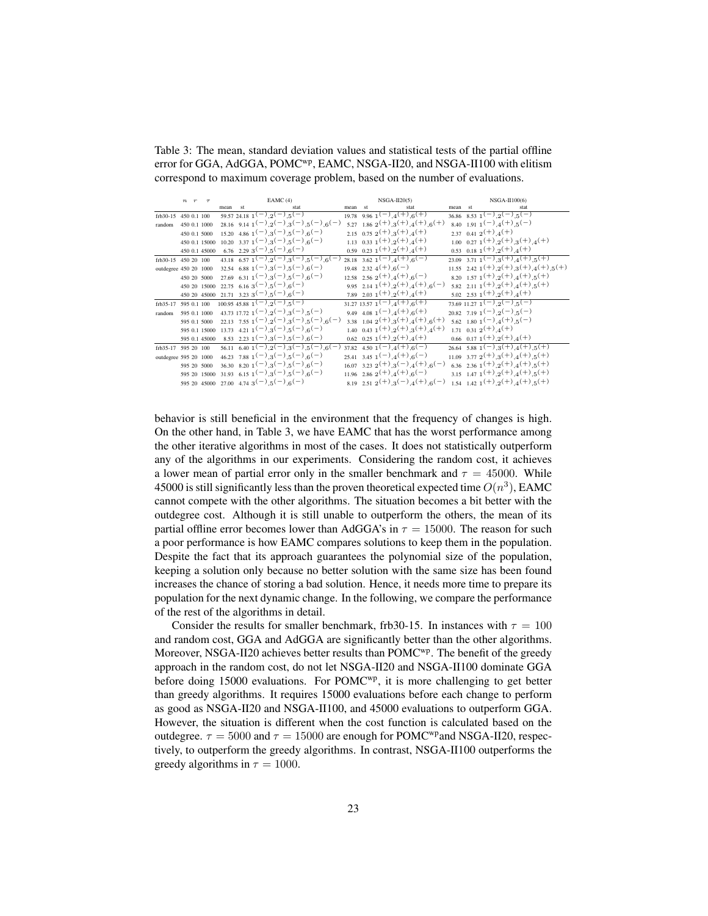Table 3: The mean, standard deviation values and statistical tests of the partial offline error for GGA, AdGGA, POMC$^{wp}$, EAMC, NSGA-II20, and NSGA-II100 with elitism correspond to maximum coverage problem, based on the number of evaluations.

| | $n$ | $r$ | $\tau$ | EAMC (4) mean | st | stat | NSGA-II20(5) mean | st | stat | NSGA-II100(6) mean | st | stat |
|---|---|---|---|---|---|---|---|---|---|---|---|---|
| frb30-15 | 450 | 0.1 | 100 | 59.57 | 24.18 | $1^{(-)},2^{(-)},5^{(-)}$ | 19.78 | 9.96 | $1^{(-)},4^{(+)},6^{(+)}$ | 36.86 | 8.53 | $1^{(-)},2^{(-)},5^{(-)}$ |
| random | 450 | 0.1 | 1000 | 28.16 | 9.14 | $1^{(-)},2^{(-)},3^{(-)},5^{(-)},6^{(-)}$ | 5.27 | 1.86 | $2^{(+)},3^{(+)},4^{(+)},6^{(+)}$ | 8.40 | 1.91 | $1^{(-)},4^{(+)},5^{(-)}$ |
| | 450 | 0.1 | 5000 | 15.20 | 4.86 | $1^{(-)},3^{(-)},5^{(-)},6^{(-)}$ | 2.15 | 0.75 | $2^{(+)},3^{(+)},4^{(+)}$ | 2.37 | 0.41 | $2^{(+)},4^{(+)}$ |
| | 450 | 0.1 | 15000 | 10.20 | 3.37 | $1^{(-)},3^{(-)},5^{(-)},6^{(-)}$ | 1.13 | 0.33 | $1^{(+)},2^{(+)},4^{(+)}$ | 1.00 | 0.27 | $1^{(+)},2^{(+)},3^{(+)},4^{(+)}$ |
| | 450 | 0.1 | 45000 | 6.76 | 2.29 | $3^{(-)},5^{(-)},6^{(-)}$ | 0.59 | 0.23 | $1^{(+)},2^{(+)},4^{(+)}$ | 0.53 | 0.18 | $1^{(+)},2^{(+)},4^{(+)}$ |
| frb30-15 | 450 | 20 | 100 | 43.18 | 6.57 | $1^{(-)},2^{(-)},3^{(-)},5^{(-)},6^{(-)}$ | 28.18 | 3.62 | $1^{(-)},4^{(+)},6^{(-)}$ | 23.09 | 3.71 | $1^{(-)},3^{(+)},4^{(+)},5^{(+)}$ |
| outdegree | 450 | 20 | 1000 | 32.54 | 6.88 | $1^{(-)},3^{(-)},5^{(-)},6^{(-)}$ | 19.48 | 2.32 | $4^{(+)},6^{(-)}$ | 11.55 | 2.42 | $1^{(+)},2^{(+)},3^{(+)},4^{(+)},5^{(+)}$ |
| | 450 | 20 | 5000 | 27.69 | 6.31 | $1^{(-)},3^{(-)},5^{(-)},6^{(-)}$ | 12.58 | 2.56 | $2^{(+)},4^{(+)},6^{(-)}$ | 8.20 | 1.57 | $1^{(+)},2^{(+)},4^{(+)},5^{(+)}$ |
| | 450 | 20 | 15000 | 22.75 | 6.16 | $3^{(-)},5^{(-)},6^{(-)}$ | 9.95 | 2.14 | $1^{(+)},2^{(+)},4^{(+)},6^{(-)}$ | 5.82 | 2.11 | $1^{(+)},2^{(+)},4^{(+)},5^{(+)}$ |
| | 450 | 20 | 45000 | 21.71 | 3.23 | $3^{(-)},5^{(-)},6^{(-)}$ | 7.89 | 2.03 | $1^{(+)},2^{(+)},4^{(+)}$ | 5.02 | 2.53 | $1^{(+)},2^{(+)},4^{(+)}$ |
| frb35-17 | 595 | 0.1 | 100 | 100.95 | 45.88 | $1^{(-)},2^{(-)},5^{(-)}$ | 31.27 | 13.57 | $1^{(-)},4^{(+)},6^{(+)}$ | 73.69 | 11.27 | $1^{(-)},2^{(-)},5^{(-)}$ |
| random | 595 | 0.1 | 1000 | 43.73 | 17.72 | $1^{(-)},2^{(-)},3^{(-)},5^{(-)}$ | 9.49 | 4.08 | $1^{(-)},4^{(+)},6^{(+)}$ | 20.82 | 7.19 | $1^{(-)},2^{(-)},5^{(-)}$ |
| | 595 | 0.1 | 5000 | 22.13 | 7.55 | $1^{(-)},2^{(-)},3^{(-)},5^{(-)},6^{(-)}$ | 3.38 | 1.04 | $2^{(+)},3^{(+)},4^{(+)},6^{(+)}$ | 5.62 | 1.80 | $1^{(-)},4^{(+)},5^{(-)}$ |
| | 595 | 0.1 | 15000 | 13.73 | 4.21 | $1^{(-)},3^{(-)},5^{(-)},6^{(-)}$ | 1.40 | 0.43 | $1^{(+)},2^{(+)},3^{(+)},4^{(+)}$ | 1.71 | 0.31 | $2^{(+)},4^{(+)}$ |
| | 595 | 0.1 | 45000 | 8.53 | 2.23 | $1^{(-)},3^{(-)},5^{(-)},6^{(-)}$ | 0.62 | 0.25 | $1^{(+)},2^{(+)},4^{(+)}$ | 0.66 | 0.17 | $1^{(+)},2^{(+)},4^{(+)}$ |
| frb35-17 | 595 | 20 | 100 | 56.11 | 6.40 | $1^{(-)},2^{(-)},3^{(-)},5^{(-)},6^{(-)}$ | 37.82 | 4.50 | $1^{(-)},4^{(+)},6^{(-)}$ | 26.64 | 5.88 | $1^{(-)},3^{(+)},4^{(+)},5^{(+)}$ |
| outdegree | 595 | 20 | 1000 | 46.23 | 7.88 | $1^{(-)},3^{(-)},5^{(-)},6^{(-)}$ | 25.41 | 3.45 | $1^{(-)},4^{(+)},6^{(-)}$ | 11.09 | 3.77 | $2^{(+)},3^{(+)},4^{(+)},5^{(+)}$ |
| | 595 | 20 | 5000 | 36.30 | 8.20 | $1^{(-)},3^{(-)},5^{(-)},6^{(-)}$ | 16.07 | 3.23 | $2^{(+)},3^{(-)},4^{(+)},6^{(-)}$ | 6.36 | 2.36 | $1^{(+)},2^{(+)},4^{(+)},5^{(+)}$ |
| | 595 | 20 | 15000 | 31.93 | 6.15 | $1^{(-)},3^{(-)},5^{(-)},6^{(-)}$ | 11.96 | 2.86 | $2^{(+)},4^{(+)},6^{(-)}$ | 3.15 | 1.47 | $1^{(+)},2^{(+)},4^{(+)},5^{(+)}$ |
| | 595 | 20 | 45000 | 27.00 | 4.74 | $3^{(-)},5^{(-)},6^{(-)}$ | 8.19 | 2.51 | $2^{(+)},3^{(-)},4^{(+)},6^{(-)}$ | 1.54 | 1.42 | $1^{(+)},2^{(+)},4^{(+)},5^{(+)}$ |

behavior is still beneficial in the environment that the frequency of changes is high. On the other hand, in Table 3, we have EAMC that has the worst performance among the other iterative algorithms in most of the cases. It does not statistically outperform any of the algorithms in our experiments. Considering the random cost, it achieves a lower mean of partial error only in the smaller benchmark and $\tau = 45000$. While 45000 is still significantly less than the proven theoretical expected time $O(n^3)$, EAMC cannot compete with the other algorithms. The situation becomes a bit better with the outdegree cost. Although it is still unable to outperform the others, the mean of its partial offline error becomes lower than AdGGA's in $\tau = 15000$. The reason for such a poor performance is how EAMC compares solutions to keep them in the population. Despite the fact that its approach guarantees the polynomial size of the population, keeping a solution only because no better solution with the same size has been found increases the chance of storing a bad solution. Hence, it needs more time to prepare its population for the next dynamic change. In the following, we compare the performance of the rest of the algorithms in detail.

Consider the results for smaller benchmark, frb30-15. In instances with $\tau = 100$ and random cost, GGA and AdGGA are significantly better than the other algorithms. Moreover, NSGA-II20 achieves better results than POMC$^{wp}$. The benefit of the greedy approach in the random cost, do not let NSGA-II20 and NSGA-II100 dominate GGA before doing 15000 evaluations. For POMC$^{wp}$, it is more challenging to get better than greedy algorithms. It requires 15000 evaluations before each change to perform as good as NSGA-II20 and NSGA-II100, and 45000 evaluations to outperform GGA. However, the situation is different when the cost function is calculated based on the outdegree. $\tau = 5000$ and $\tau = 15000$ are enough for POMC$^{wp}$and NSGA-II20, respectively, to outperform the greedy algorithms. In contrast, NSGA-II100 outperforms the greedy algorithms in $\tau = 1000$.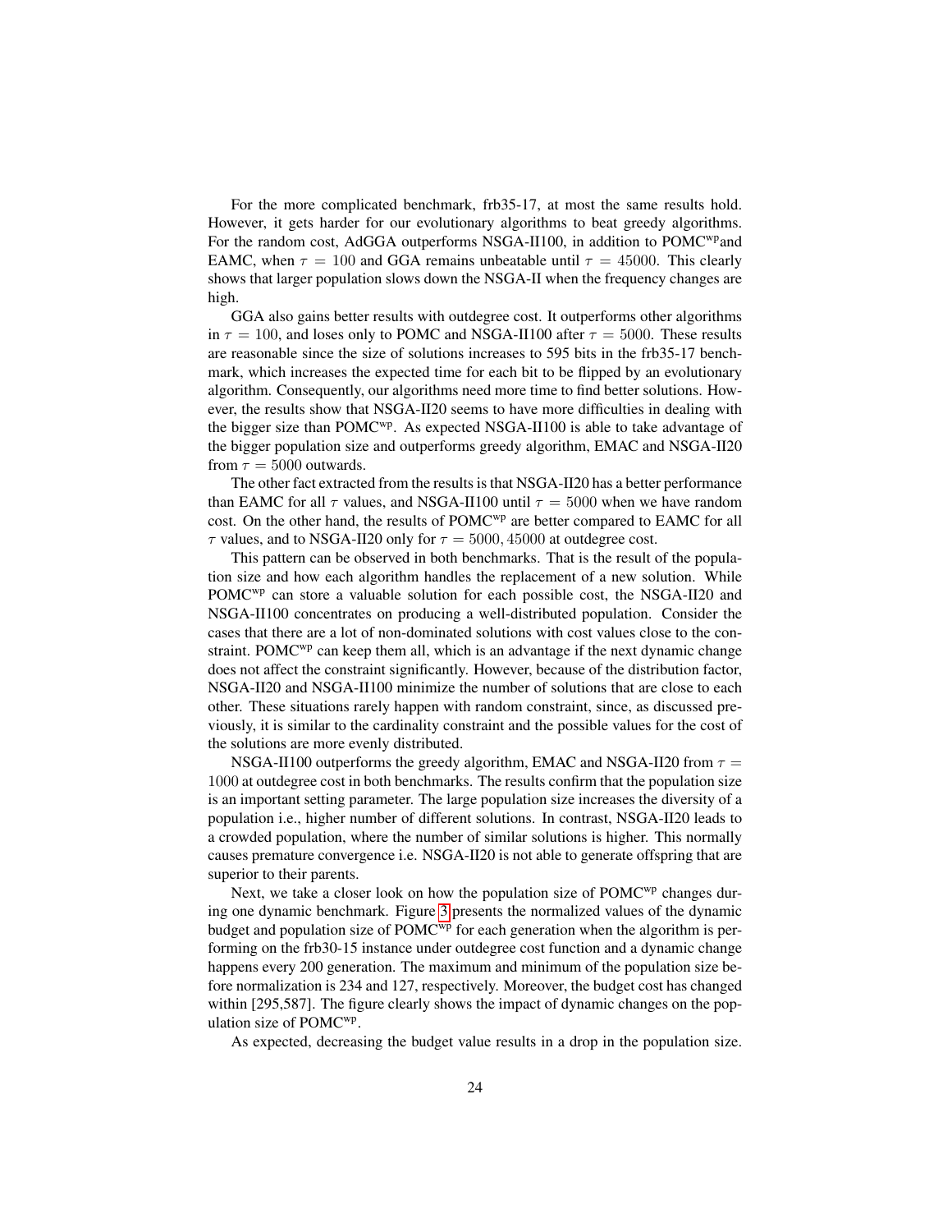For the more complicated benchmark, frb35-17, at most the same results hold. However, it gets harder for our evolutionary algorithms to beat greedy algorithms. For the random cost, AdGGA outperforms NSGA-II100, in addition to POMC$^{wp}$and EAMC, when $\tau = 100$ and GGA remains unbeatable until $\tau = 45000$. This clearly shows that larger population slows down the NSGA-II when the frequency changes are high.

GGA also gains better results with outdegree cost. It outperforms other algorithms in $\tau = 100$, and loses only to POMC and NSGA-II100 after $\tau = 5000$. These results are reasonable since the size of solutions increases to 595 bits in the frb35-17 benchmark, which increases the expected time for each bit to be flipped by an evolutionary algorithm. Consequently, our algorithms need more time to find better solutions. However, the results show that NSGA-II20 seems to have more difficulties in dealing with the bigger size than POMC$^{wp}$. As expected NSGA-II100 is able to take advantage of the bigger population size and outperforms greedy algorithm, EMAC and NSGA-II20 from $\tau = 5000$ outwards.

The other fact extracted from the results is that NSGA-II20 has a better performance than EAMC for all $\tau$ values, and NSGA-II100 until $\tau = 5000$ when we have random cost. On the other hand, the results of POMC$^{wp}$ are better compared to EAMC for all $\tau$ values, and to NSGA-II20 only for $\tau = 5000, 45000$ at outdegree cost.

This pattern can be observed in both benchmarks. That is the result of the population size and how each algorithm handles the replacement of a new solution. While POMC$^{wp}$ can store a valuable solution for each possible cost, the NSGA-II20 and NSGA-II100 concentrates on producing a well-distributed population. Consider the cases that there are a lot of non-dominated solutions with cost values close to the constraint. POMC$^{wp}$ can keep them all, which is an advantage if the next dynamic change does not affect the constraint significantly. However, because of the distribution factor, NSGA-II20 and NSGA-II100 minimize the number of solutions that are close to each other. These situations rarely happen with random constraint, since, as discussed previously, it is similar to the cardinality constraint and the possible values for the cost of the solutions are more evenly distributed.

NSGA-II100 outperforms the greedy algorithm, EMAC and NSGA-II20 from $\tau = 1000$ at outdegree cost in both benchmarks. The results confirm that the population size is an important setting parameter. The large population size increases the diversity of a population i.e., higher number of different solutions. In contrast, NSGA-II20 leads to a crowded population, where the number of similar solutions is higher. This normally causes premature convergence i.e. NSGA-II20 is not able to generate offspring that are superior to their parents.

Next, we take a closer look on how the population size of POMC$^{wp}$ changes during one dynamic benchmark. Figure 3 presents the normalized values of the dynamic budget and population size of POMC$^{wp}$ for each generation when the algorithm is performing on the frb30-15 instance under outdegree cost function and a dynamic change happens every 200 generation. The maximum and minimum of the population size before normalization is 234 and 127, respectively. Moreover, the budget cost has changed within [295,587]. The figure clearly shows the impact of dynamic changes on the population size of POMC$^{wp}$.

As expected, decreasing the budget value results in a drop in the population size.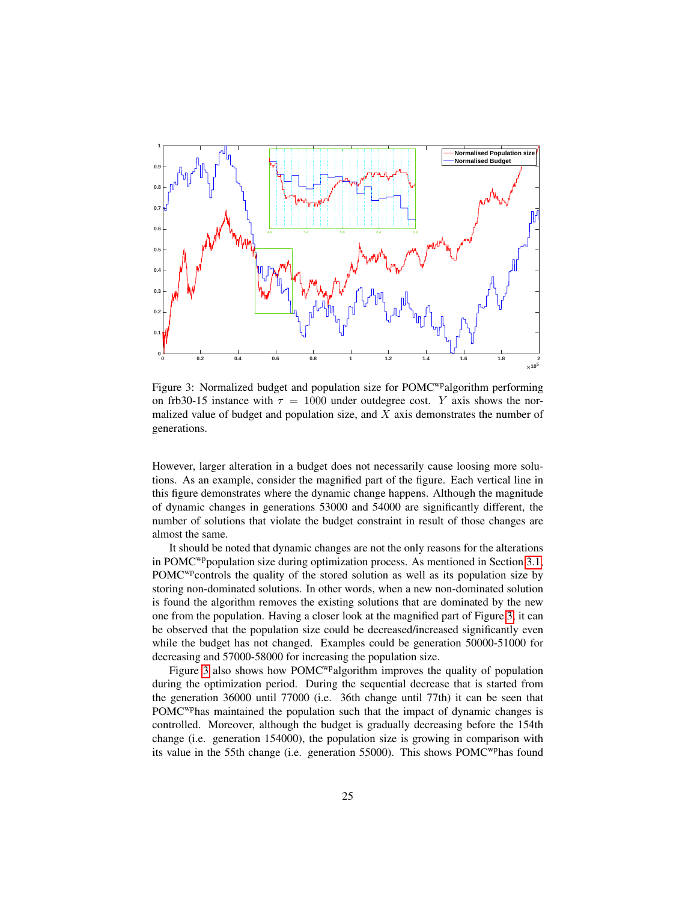Figure 3: Normalized budget and population size for POMC$^{wp}$algorithm performing on frb30-15 instance with $\tau = 1000$ under outdegree cost. $Y$ axis shows the normalized value of budget and population size, and $X$ axis demonstrates the number of generations.

However, larger alteration in a budget does not necessarily cause loosing more solutions. As an example, consider the magnified part of the figure. Each vertical line in this figure demonstrates where the dynamic change happens. Although the magnitude of dynamic changes in generations 53000 and 54000 are significantly different, the number of solutions that violate the budget constraint in result of those changes are almost the same.

It should be noted that dynamic changes are not the only reasons for the alterations in POMC$^{wp}$population size during optimization process. As mentioned in Section 3.1, POMC$^{wp}$controls the quality of the stored solution as well as its population size by storing non-dominated solutions. In other words, when a new non-dominated solution is found the algorithm removes the existing solutions that are dominated by the new one from the population. Having a closer look at the magnified part of Figure 3, it can be observed that the population size could be decreased/increased significantly even while the budget has not changed. Examples could be generation 50000-51000 for decreasing and 57000-58000 for increasing the population size.

Figure 3 also shows how POMC$^{wp}$algorithm improves the quality of population during the optimization period. During the sequential decrease that is started from the generation 36000 until 77000 (i.e. 36th change until 77th) it can be seen that POMC$^{wp}$has maintained the population such that the impact of dynamic changes is controlled. Moreover, although the budget is gradually decreasing before the 154th change (i.e. generation 154000), the population size is growing in comparison with its value in the 55th change (i.e. generation 55000). This shows POMC$^{wp}$has found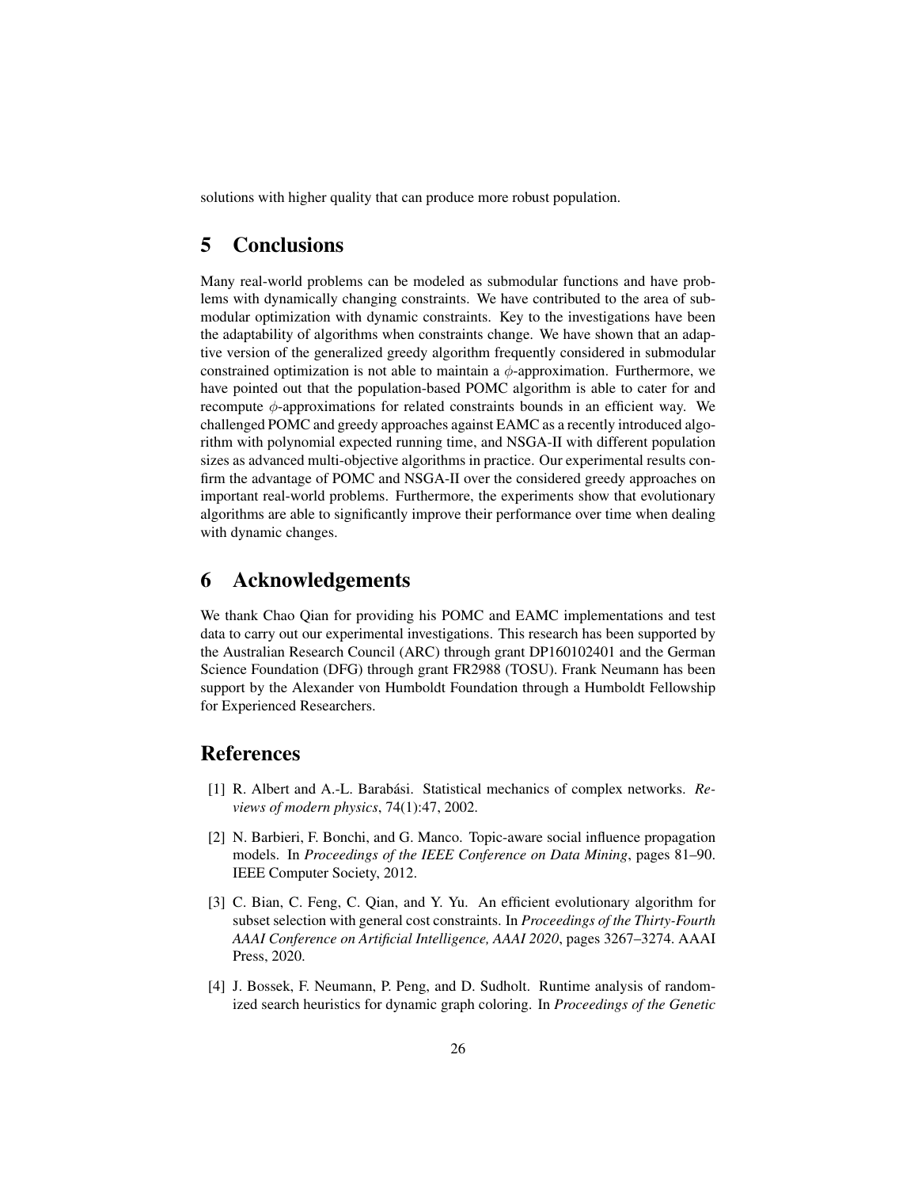solutions with higher quality that can produce more robust population.

## 5 Conclusions

Many real-world problems can be modeled as submodular functions and have problems with dynamically changing constraints. We have contributed to the area of submodular optimization with dynamic constraints. Key to the investigations have been the adaptability of algorithms when constraints change. We have shown that an adaptive version of the generalized greedy algorithm frequently considered in submodular constrained optimization is not able to maintain a $\phi$-approximation. Furthermore, we have pointed out that the population-based POMC algorithm is able to cater for and recompute $\phi$-approximations for related constraints bounds in an efficient way. We challenged POMC and greedy approaches against EAMC as a recently introduced algorithm with polynomial expected running time, and NSGA-II with different population sizes as advanced multi-objective algorithms in practice. Our experimental results confirm the advantage of POMC and NSGA-II over the considered greedy approaches on important real-world problems. Furthermore, the experiments show that evolutionary algorithms are able to significantly improve their performance over time when dealing with dynamic changes.

## 6 Acknowledgements

We thank Chao Qian for providing his POMC and EAMC implementations and test data to carry out our experimental investigations. This research has been supported by the Australian Research Council (ARC) through grant DP160102401 and the German Science Foundation (DFG) through grant FR2988 (TOSU). Frank Neumann has been support by the Alexander von Humboldt Foundation through a Humboldt Fellowship for Experienced Researchers.

## References

[1] R. Albert and A.-L. Barabási. Statistical mechanics of complex networks. *Reviews of modern physics*, 74(1):47, 2002.

[2] N. Barbieri, F. Bonchi, and G. Manco. Topic-aware social influence propagation models. In *Proceedings of the IEEE Conference on Data Mining*, pages 81–90. IEEE Computer Society, 2012.

[3] C. Bian, C. Feng, C. Qian, and Y. Yu. An efficient evolutionary algorithm for subset selection with general cost constraints. In *Proceedings of the Thirty-Fourth AAAI Conference on Artificial Intelligence, AAAI 2020*, pages 3267–3274. AAAI Press, 2020.

[4] J. Bossek, F. Neumann, P. Peng, and D. Sudholt. Runtime analysis of randomized search heuristics for dynamic graph coloring. In *Proceedings of the Genetic*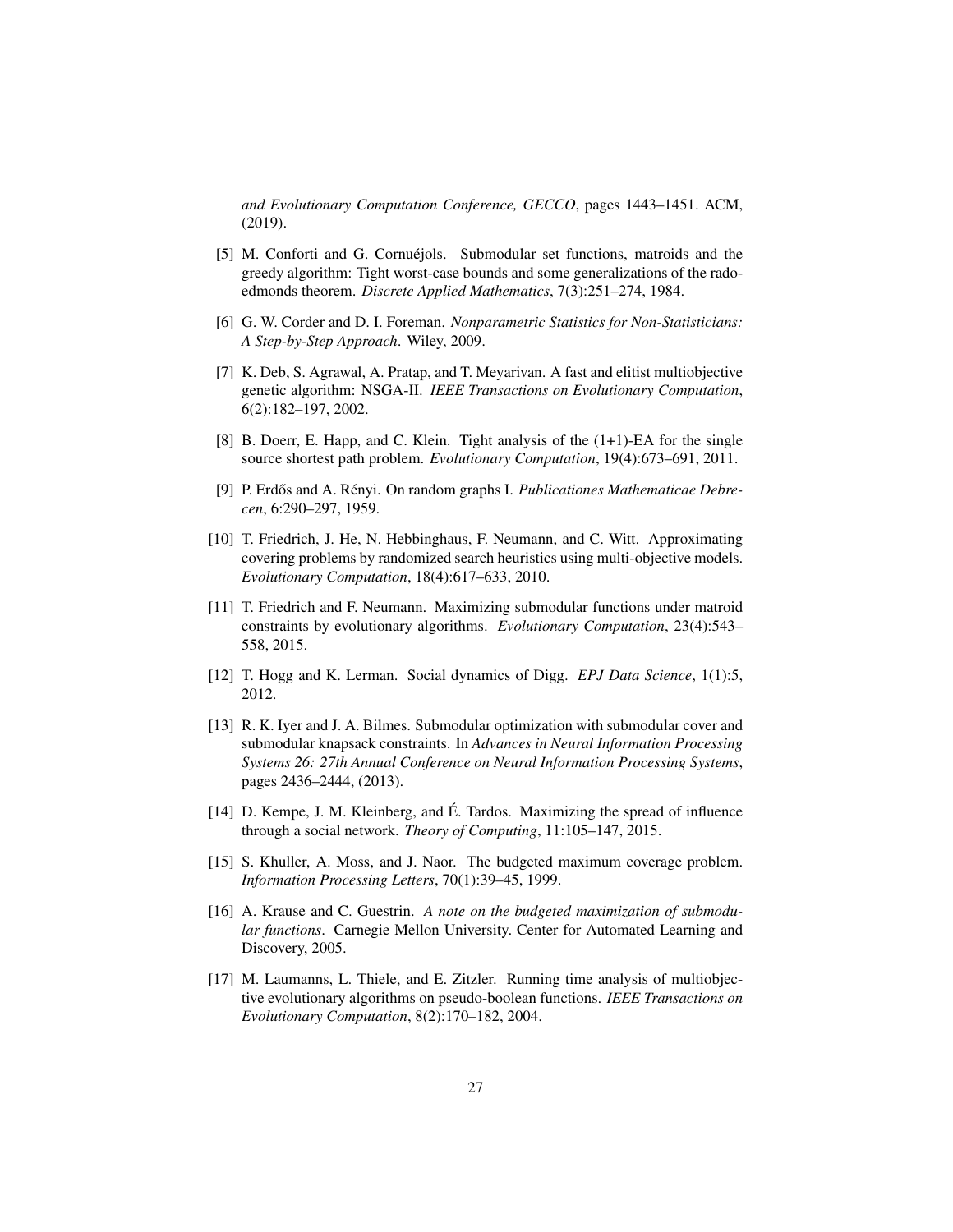*and Evolutionary Computation Conference, GECCO*, pages 1443–1451. ACM, (2019).

[5] M. Conforti and G. Cornuéjols. Submodular set functions, matroids and the greedy algorithm: Tight worst-case bounds and some generalizations of the rado-edmonds theorem. *Discrete Applied Mathematics*, 7(3):251–274, 1984.

[6] G. W. Corder and D. I. Foreman. *Nonparametric Statistics for Non-Statisticians: A Step-by-Step Approach*. Wiley, 2009.

[7] K. Deb, S. Agrawal, A. Pratap, and T. Meyarivan. A fast and elitist multiobjective genetic algorithm: NSGA-II. *IEEE Transactions on Evolutionary Computation*, 6(2):182–197, 2002.

[8] B. Doerr, E. Happ, and C. Klein. Tight analysis of the (1+1)-EA for the single source shortest path problem. *Evolutionary Computation*, 19(4):673–691, 2011.

[9] P. Erdős and A. Rényi. On random graphs I. *Publicationes Mathematicae Debrecen*, 6:290–297, 1959.

[10] T. Friedrich, J. He, N. Hebbinghaus, F. Neumann, and C. Witt. Approximating covering problems by randomized search heuristics using multi-objective models. *Evolutionary Computation*, 18(4):617–633, 2010.

[11] T. Friedrich and F. Neumann. Maximizing submodular functions under matroid constraints by evolutionary algorithms. *Evolutionary Computation*, 23(4):543–558, 2015.

[12] T. Hogg and K. Lerman. Social dynamics of Digg. *EPJ Data Science*, 1(1):5, 2012.

[13] R. K. Iyer and J. A. Bilmes. Submodular optimization with submodular cover and submodular knapsack constraints. In *Advances in Neural Information Processing Systems 26: 27th Annual Conference on Neural Information Processing Systems*, pages 2436–2444, (2013).

[14] D. Kempe, J. M. Kleinberg, and É. Tardos. Maximizing the spread of influence through a social network. *Theory of Computing*, 11:105–147, 2015.

[15] S. Khuller, A. Moss, and J. Naor. The budgeted maximum coverage problem. *Information Processing Letters*, 70(1):39–45, 1999.

[16] A. Krause and C. Guestrin. *A note on the budgeted maximization of submodular functions*. Carnegie Mellon University. Center for Automated Learning and Discovery, 2005.

[17] M. Laumanns, L. Thiele, and E. Zitzler. Running time analysis of multiobjective evolutionary algorithms on pseudo-boolean functions. *IEEE Transactions on Evolutionary Computation*, 8(2):170–182, 2004.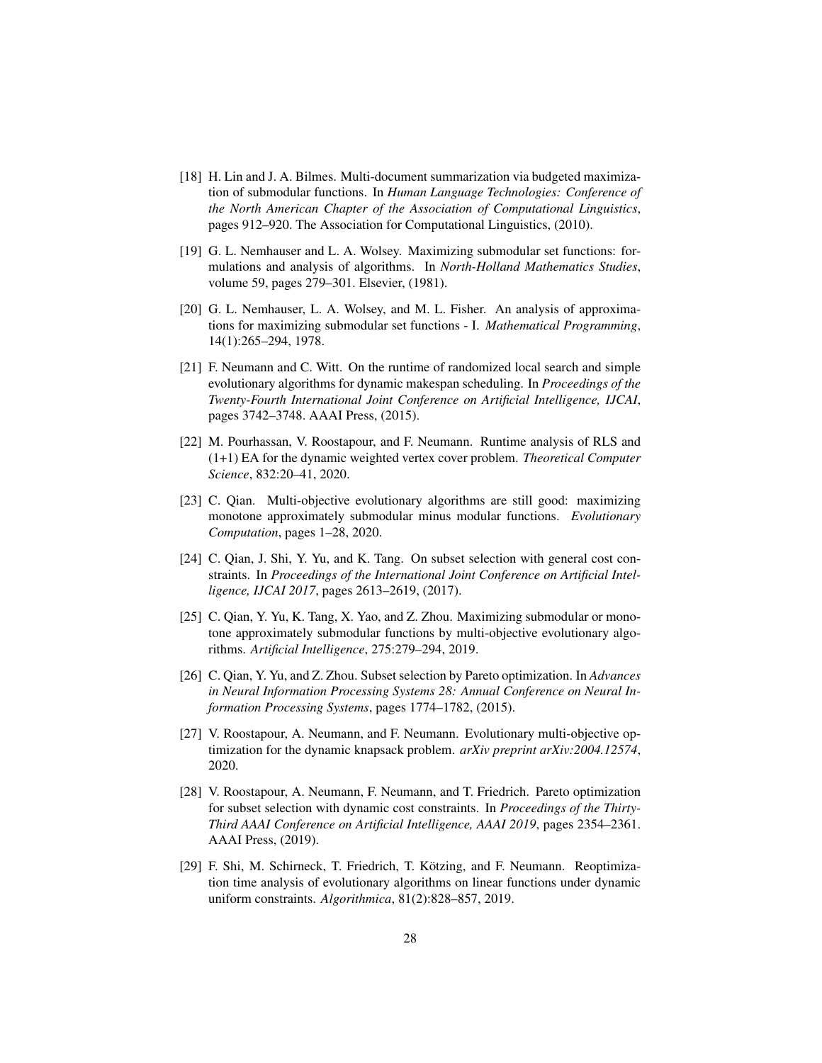[18] H. Lin and J. A. Bilmes. Multi-document summarization via budgeted maximization of submodular functions. In *Human Language Technologies: Conference of the North American Chapter of the Association of Computational Linguistics*, pages 912–920. The Association for Computational Linguistics, (2010).

[19] G. L. Nemhauser and L. A. Wolsey. Maximizing submodular set functions: formulations and analysis of algorithms. In *North-Holland Mathematics Studies*, volume 59, pages 279–301. Elsevier, (1981).

[20] G. L. Nemhauser, L. A. Wolsey, and M. L. Fisher. An analysis of approximations for maximizing submodular set functions - I. *Mathematical Programming*, 14(1):265–294, 1978.

[21] F. Neumann and C. Witt. On the runtime of randomized local search and simple evolutionary algorithms for dynamic makespan scheduling. In *Proceedings of the Twenty-Fourth International Joint Conference on Artificial Intelligence, IJCAI*, pages 3742–3748. AAAI Press, (2015).

[22] M. Pourhassan, V. Roostapour, and F. Neumann. Runtime analysis of RLS and (1+1) EA for the dynamic weighted vertex cover problem. *Theoretical Computer Science*, 832:20–41, 2020.

[23] C. Qian. Multi-objective evolutionary algorithms are still good: maximizing monotone approximately submodular minus modular functions. *Evolutionary Computation*, pages 1–28, 2020.

[24] C. Qian, J. Shi, Y. Yu, and K. Tang. On subset selection with general cost constraints. In *Proceedings of the International Joint Conference on Artificial Intelligence, IJCAI 2017*, pages 2613–2619, (2017).

[25] C. Qian, Y. Yu, K. Tang, X. Yao, and Z. Zhou. Maximizing submodular or monotone approximately submodular functions by multi-objective evolutionary algorithms. *Artificial Intelligence*, 275:279–294, 2019.

[26] C. Qian, Y. Yu, and Z. Zhou. Subset selection by Pareto optimization. In *Advances in Neural Information Processing Systems 28: Annual Conference on Neural Information Processing Systems*, pages 1774–1782, (2015).

[27] V. Roostapour, A. Neumann, and F. Neumann. Evolutionary multi-objective optimization for the dynamic knapsack problem. *arXiv preprint arXiv:2004.12574*, 2020.

[28] V. Roostapour, A. Neumann, F. Neumann, and T. Friedrich. Pareto optimization for subset selection with dynamic cost constraints. In *Proceedings of the Thirty-Third AAAI Conference on Artificial Intelligence, AAAI 2019*, pages 2354–2361. AAAI Press, (2019).

[29] F. Shi, M. Schirneck, T. Friedrich, T. Kötzing, and F. Neumann. Reoptimization time analysis of evolutionary algorithms on linear functions under dynamic uniform constraints. *Algorithmica*, 81(2):828–857, 2019.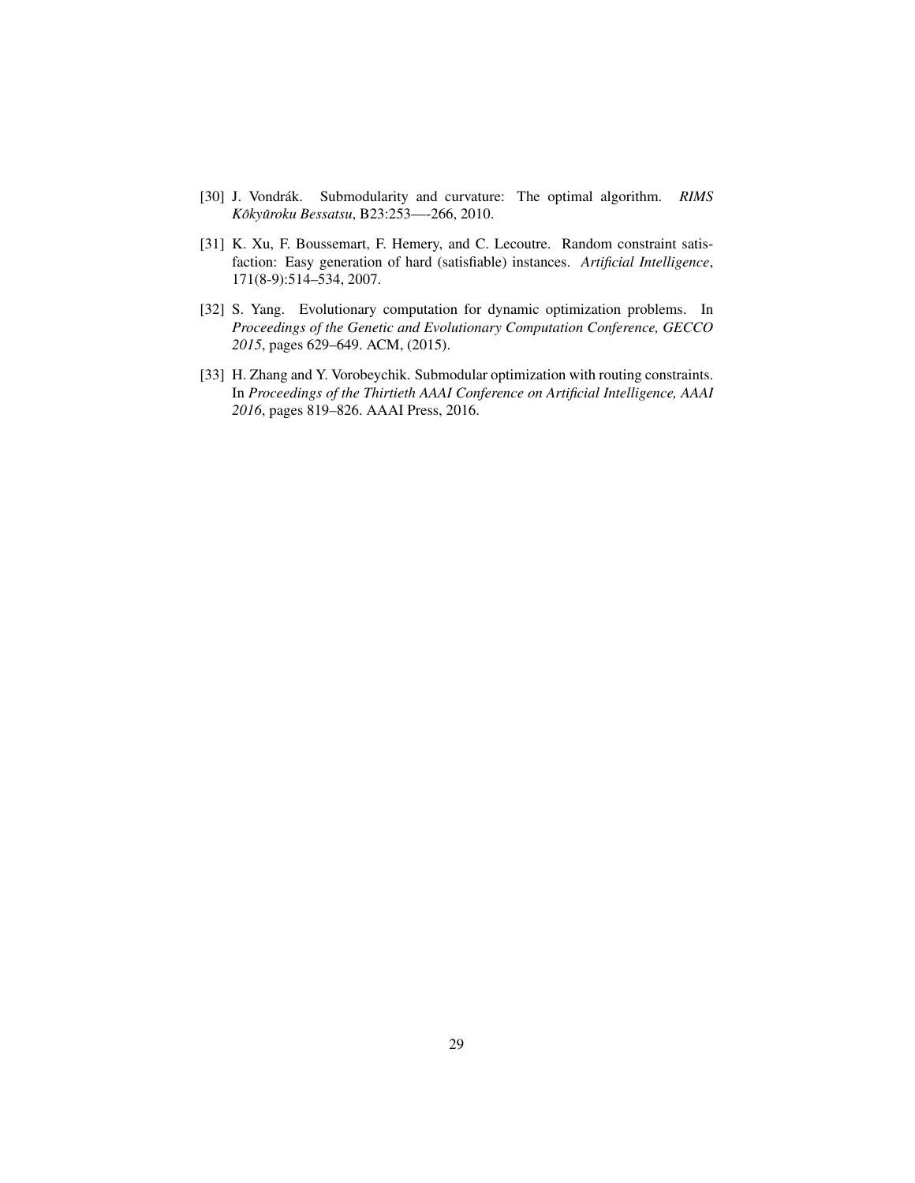[30] J. Vondrák. Submodularity and curvature: The optimal algorithm. *RIMS Kôkyûroku Bessatsu*, B23:253—-266, 2010.

[31] K. Xu, F. Boussemart, F. Hemery, and C. Lecoutre. Random constraint satisfaction: Easy generation of hard (satisfiable) instances. *Artificial Intelligence*, 171(8-9):514–534, 2007.

[32] S. Yang. Evolutionary computation for dynamic optimization problems. In *Proceedings of the Genetic and Evolutionary Computation Conference, GECCO 2015*, pages 629–649. ACM, (2015).

[33] H. Zhang and Y. Vorobeychik. Submodular optimization with routing constraints. In *Proceedings of the Thirtieth AAAI Conference on Artificial Intelligence, AAAI 2016*, pages 819–826. AAAI Press, 2016.